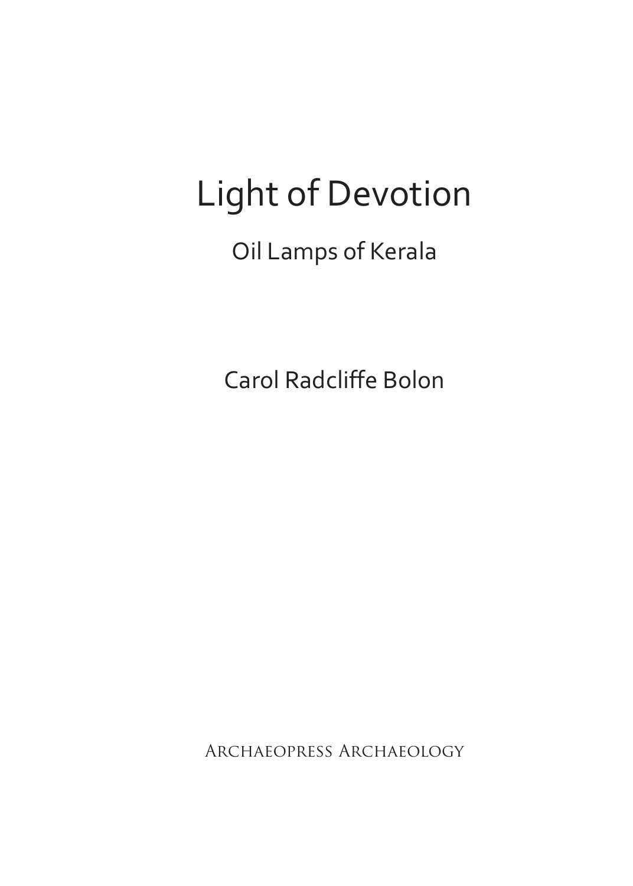# Light of Devotion

## Oil Lamps of Kerala

Carol Radcliffe Bolon

Archaeopress Archaeology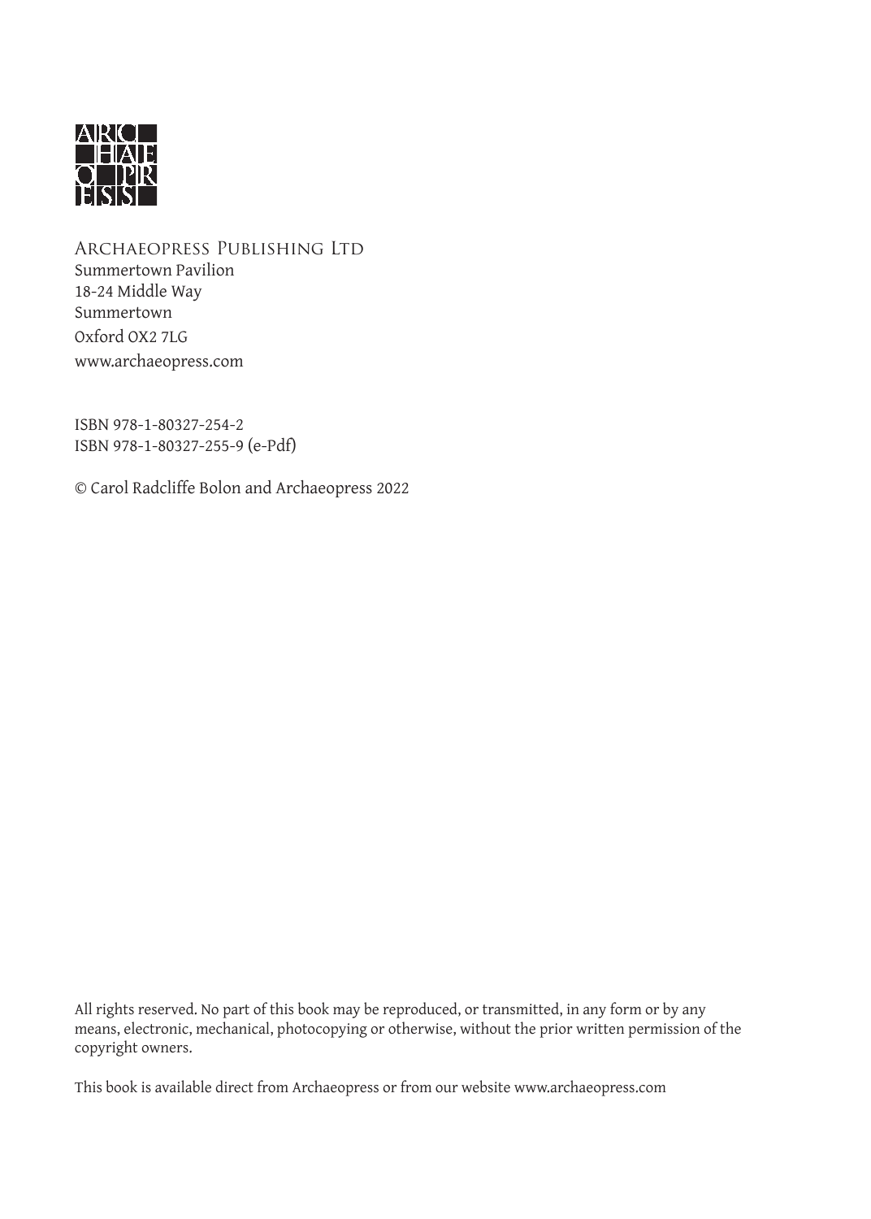ARCHAEOPRESS PUBLISHING LTD
Summertown Pavilion
18-24 Middle Way
Summertown
Oxford OX2 7LG
www.archaeopress.com

ISBN 978-1-80327-254-2
ISBN 978-1-80327-255-9 (e-Pdf)

© Carol Radcliffe Bolon and Archaeopress 2022

All rights reserved. No part of this book may be reproduced, or transmitted, in any form or by any means, electronic, mechanical, photocopying or otherwise, without the prior written permission of the copyright owners.

This book is available direct from Archaeopress or from our website www.archaeopress.com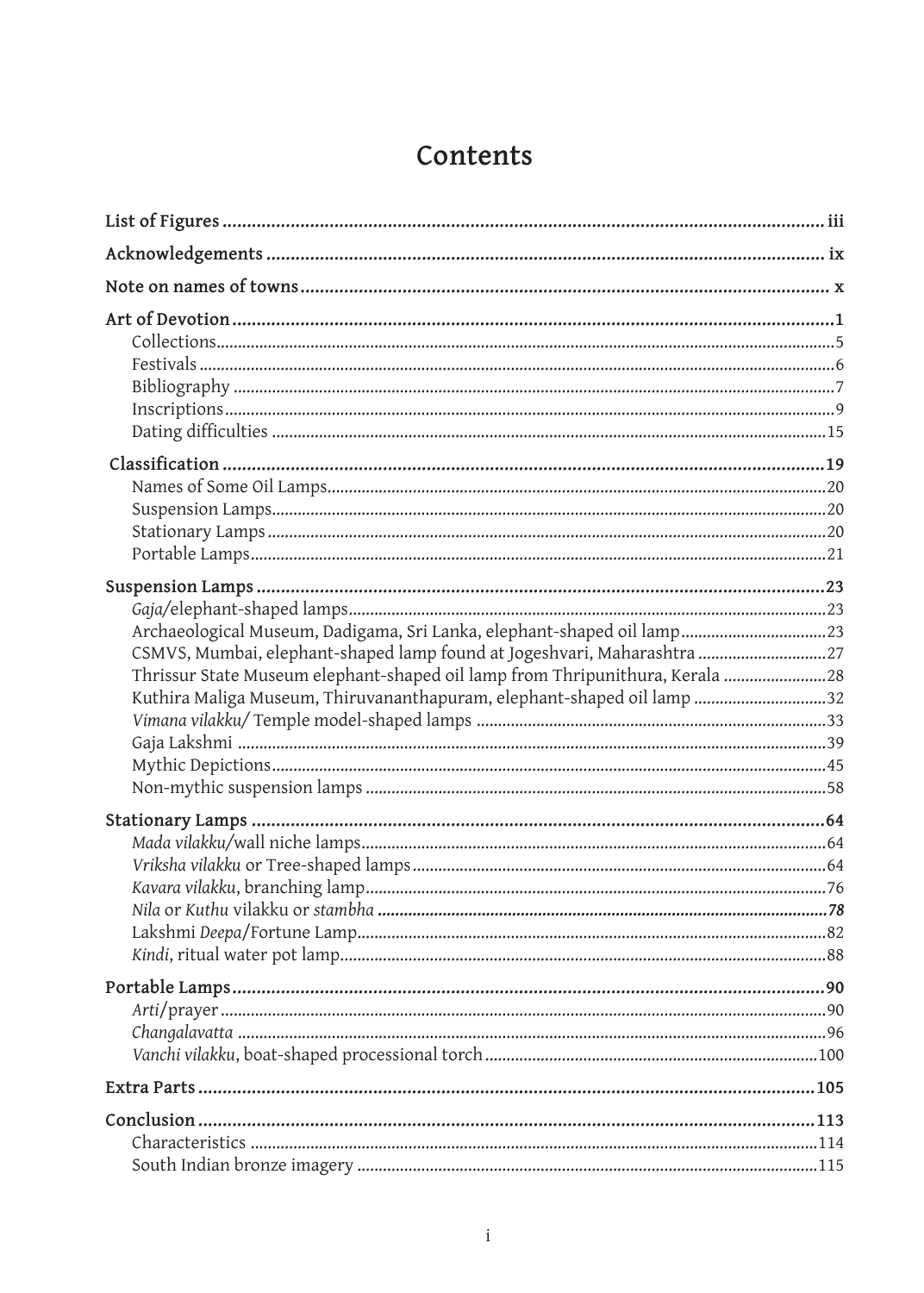# Contents

**List of Figures** ........................................................................ iii

**Acknowledgements** ........................................................................ ix

**Note on names of towns** ........................................................................ x

**Art of Devotion** ........................................................................ 1

- Collections........................................................................ 5
- Festivals ........................................................................ 6
- Bibliography ........................................................................ 7
- Inscriptions........................................................................ 9
- Dating difficulties ........................................................................ 15

**Classification** ........................................................................ 19

- Names of Some Oil Lamps........................................................................ 20
- Suspension Lamps........................................................................ 20
- Stationary Lamps ........................................................................ 20
- Portable Lamps........................................................................ 21

**Suspension Lamps** ........................................................................ 23

- *Gaja*/elephant-shaped lamps........................................................................ 23
- Archaeological Museum, Dadigama, Sri Lanka, elephant-shaped oil lamp........................ 23
- CSMVS, Mumbai, elephant-shaped lamp found at Jogeshvari, Maharashtra ........................ 27
- Thrissur State Museum elephant-shaped oil lamp from Thripunithura, Kerala ........................ 28
- Kuthira Maliga Museum, Thiruvananthapuram, elephant-shaped oil lamp ........................ 32
- *Vimana vilakku*/ Temple model-shaped lamps ........................................................................ 33
- Gaja Lakshmi ........................................................................ 39
- Mythic Depictions........................................................................ 45
- Non-mythic suspension lamps ........................................................................ 58

**Stationary Lamps** ........................................................................ 64

- *Mada vilakku*/wall niche lamps........................................................................ 64
- *Vriksha vilakku* or Tree-shaped lamps........................................................................ 64
- *Kavara vilakku*, branching lamp........................................................................ 76
- *Nila* or *Kuthu* vilakku or *stambha* ........................................................................ *78*
- Lakshmi *Deepa*/Fortune Lamp........................................................................ 82
- *Kindi*, ritual water pot lamp........................................................................ 88

**Portable Lamps** ........................................................................ 90

- *Arti*/prayer ........................................................................ 90
- *Changalavatta* ........................................................................ 96
- *Vanchi vilakku*, boat-shaped processional torch........................................................................ 100

**Extra Parts** ........................................................................ 105

**Conclusion** ........................................................................ 113

- Characteristics ........................................................................ 114
- South Indian bronze imagery ........................................................................ 115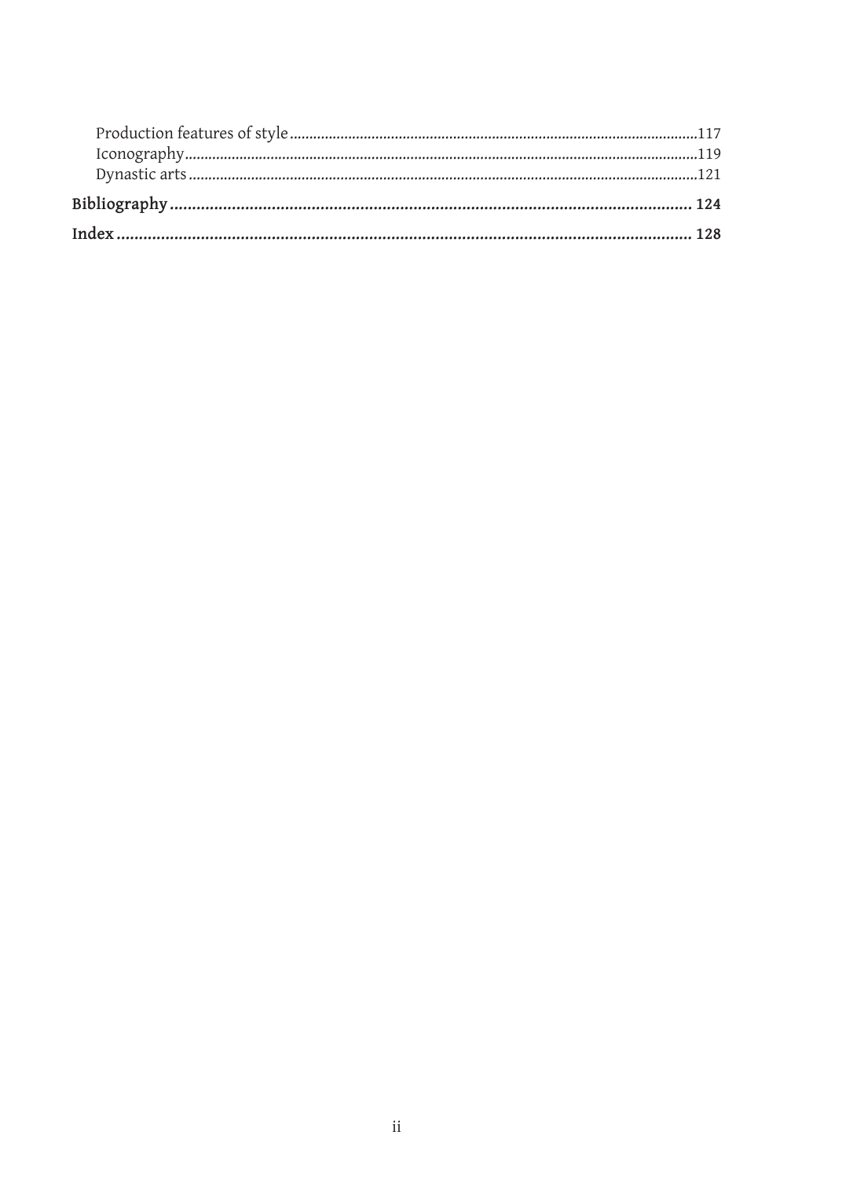Production features of style ........ 117
Iconography ........ 119
Dynastic arts ........ 121

**Bibliography ........ 124**

**Index ........ 128**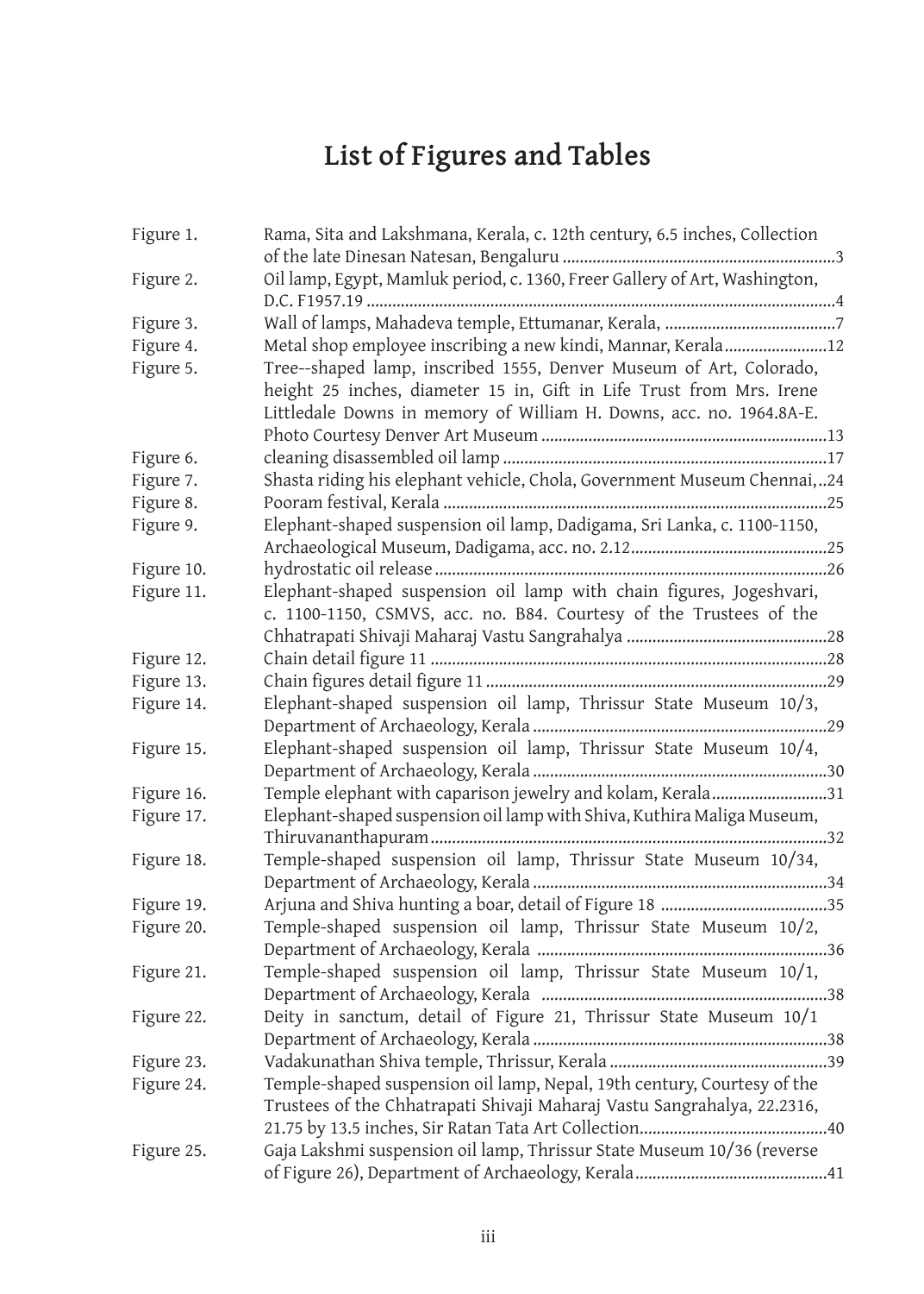# List of Figures and Tables

| | | |
|---|---|---|
| Figure 1. | Rama, Sita and Lakshmana, Kerala, c. 12th century, 6.5 inches, Collection of the late Dinesan Natesan, Bengaluru | 3 |
| Figure 2. | Oil lamp, Egypt, Mamluk period, c. 1360, Freer Gallery of Art, Washington, D.C. F1957.19 | 4 |
| Figure 3. | Wall of lamps, Mahadeva temple, Ettumanar, Kerala, | 7 |
| Figure 4. | Metal shop employee inscribing a new kindi, Mannar, Kerala | 12 |
| Figure 5. | Tree--shaped lamp, inscribed 1555, Denver Museum of Art, Colorado, height 25 inches, diameter 15 in, Gift in Life Trust from Mrs. Irene Littledale Downs in memory of William H. Downs, acc. no. 1964.8A-E. Photo Courtesy Denver Art Museum | 13 |
| Figure 6. | cleaning disassembled oil lamp | 17 |
| Figure 7. | Shasta riding his elephant vehicle, Chola, Government Museum Chennai, | 24 |
| Figure 8. | Pooram festival, Kerala | 25 |
| Figure 9. | Elephant-shaped suspension oil lamp, Dadigama, Sri Lanka, c. 1100-1150, Archaeological Museum, Dadigama, acc. no. 2.12 | 25 |
| Figure 10. | hydrostatic oil release | 26 |
| Figure 11. | Elephant-shaped suspension oil lamp with chain figures, Jogeshvari, c. 1100-1150, CSMVS, acc. no. B84. Courtesy of the Trustees of the Chhatrapati Shivaji Maharaj Vastu Sangrahalya | 28 |
| Figure 12. | Chain detail figure 11 | 28 |
| Figure 13. | Chain figures detail figure 11 | 29 |
| Figure 14. | Elephant-shaped suspension oil lamp, Thrissur State Museum 10/3, Department of Archaeology, Kerala | 29 |
| Figure 15. | Elephant-shaped suspension oil lamp, Thrissur State Museum 10/4, Department of Archaeology, Kerala | 30 |
| Figure 16. | Temple elephant with caparison jewelry and kolam, Kerala | 31 |
| Figure 17. | Elephant-shaped suspension oil lamp with Shiva, Kuthira Maliga Museum, Thiruvananthapuram | 32 |
| Figure 18. | Temple-shaped suspension oil lamp, Thrissur State Museum 10/34, Department of Archaeology, Kerala | 34 |
| Figure 19. | Arjuna and Shiva hunting a boar, detail of Figure 18 | 35 |
| Figure 20. | Temple-shaped suspension oil lamp, Thrissur State Museum 10/2, Department of Archaeology, Kerala | 36 |
| Figure 21. | Temple-shaped suspension oil lamp, Thrissur State Museum 10/1, Department of Archaeology, Kerala | 38 |
| Figure 22. | Deity in sanctum, detail of Figure 21, Thrissur State Museum 10/1 Department of Archaeology, Kerala | 38 |
| Figure 23. | Vadakunathan Shiva temple, Thrissur, Kerala | 39 |
| Figure 24. | Temple-shaped suspension oil lamp, Nepal, 19th century, Courtesy of the Trustees of the Chhatrapati Shivaji Maharaj Vastu Sangrahalya, 22.2316, 21.75 by 13.5 inches, Sir Ratan Tata Art Collection | 40 |
| Figure 25. | Gaja Lakshmi suspension oil lamp, Thrissur State Museum 10/36 (reverse of Figure 26), Department of Archaeology, Kerala | 41 |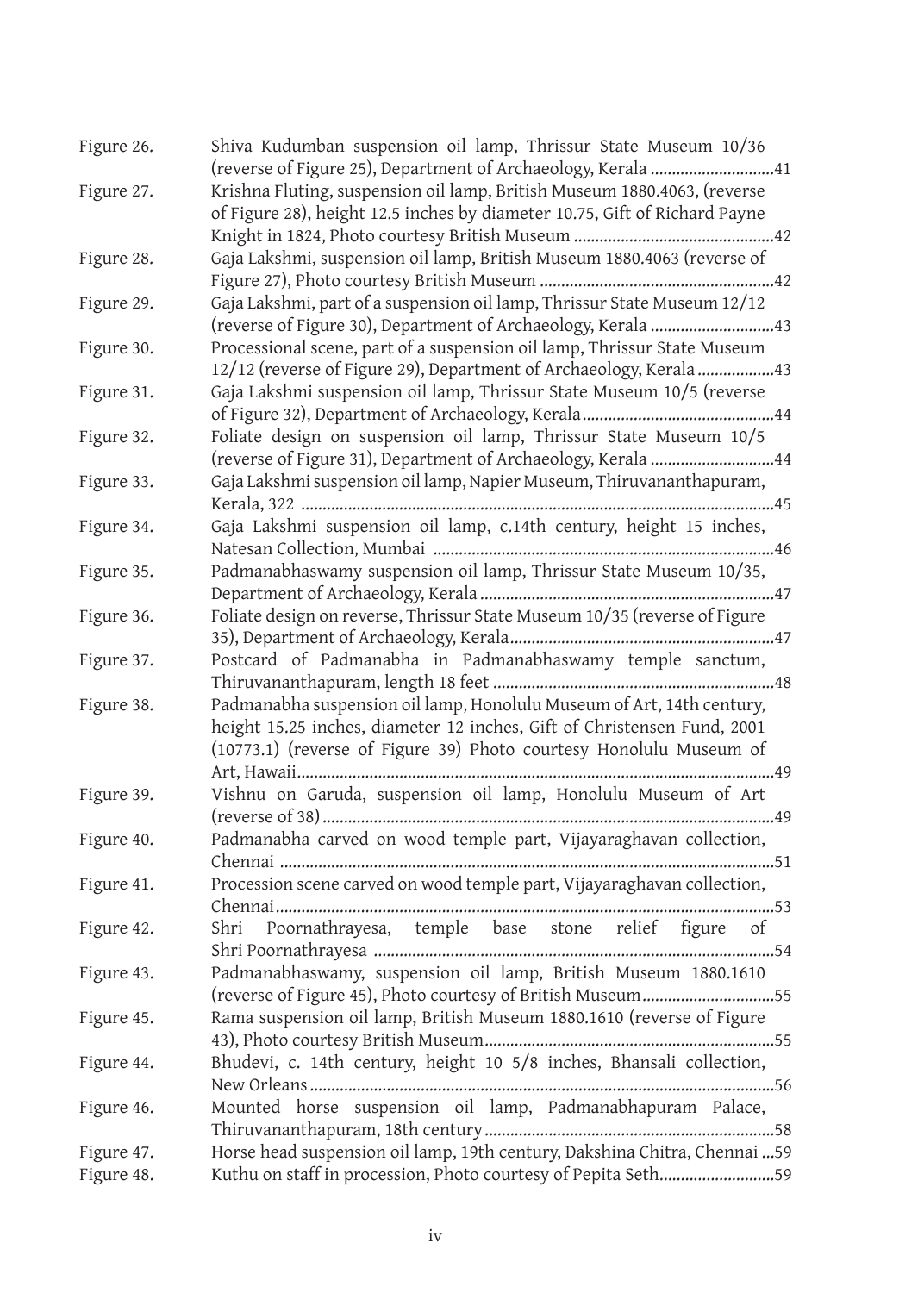| | | |
|---|---|---|
| Figure 26. | Shiva Kudumban suspension oil lamp, Thrissur State Museum 10/36 (reverse of Figure 25), Department of Archaeology, Kerala | 41 |
| Figure 27. | Krishna Fluting, suspension oil lamp, British Museum 1880.4063, (reverse of Figure 28), height 12.5 inches by diameter 10.75, Gift of Richard Payne Knight in 1824, Photo courtesy British Museum | 42 |
| Figure 28. | Gaja Lakshmi, suspension oil lamp, British Museum 1880.4063 (reverse of Figure 27), Photo courtesy British Museum | 42 |
| Figure 29. | Gaja Lakshmi, part of a suspension oil lamp, Thrissur State Museum 12/12 (reverse of Figure 30), Department of Archaeology, Kerala | 43 |
| Figure 30. | Processional scene, part of a suspension oil lamp, Thrissur State Museum 12/12 (reverse of Figure 29), Department of Archaeology, Kerala | 43 |
| Figure 31. | Gaja Lakshmi suspension oil lamp, Thrissur State Museum 10/5 (reverse of Figure 32), Department of Archaeology, Kerala | 44 |
| Figure 32. | Foliate design on suspension oil lamp, Thrissur State Museum 10/5 (reverse of Figure 31), Department of Archaeology, Kerala | 44 |
| Figure 33. | Gaja Lakshmi suspension oil lamp, Napier Museum, Thiruvananthapuram, Kerala, 322 | 45 |
| Figure 34. | Gaja Lakshmi suspension oil lamp, c.14th century, height 15 inches, Natesan Collection, Mumbai | 46 |
| Figure 35. | Padmanabhaswamy suspension oil lamp, Thrissur State Museum 10/35, Department of Archaeology, Kerala | 47 |
| Figure 36. | Foliate design on reverse, Thrissur State Museum 10/35 (reverse of Figure 35), Department of Archaeology, Kerala | 47 |
| Figure 37. | Postcard of Padmanabha in Padmanabhaswamy temple sanctum, Thiruvananthapuram, length 18 feet | 48 |
| Figure 38. | Padmanabha suspension oil lamp, Honolulu Museum of Art, 14th century, height 15.25 inches, diameter 12 inches, Gift of Christensen Fund, 2001 (10773.1) (reverse of Figure 39) Photo courtesy Honolulu Museum of Art, Hawaii | 49 |
| Figure 39. | Vishnu on Garuda, suspension oil lamp, Honolulu Museum of Art (reverse of 38) | 49 |
| Figure 40. | Padmanabha carved on wood temple part, Vijayaraghavan collection, Chennai | 51 |
| Figure 41. | Procession scene carved on wood temple part, Vijayaraghavan collection, Chennai | 53 |
| Figure 42. | Shri Poornathrayesa, temple base stone relief figure of Shri Poornathrayesa | 54 |
| Figure 43. | Padmanabhaswamy, suspension oil lamp, British Museum 1880.1610 (reverse of Figure 45), Photo courtesy of British Museum | 55 |
| Figure 45. | Rama suspension oil lamp, British Museum 1880.1610 (reverse of Figure 43), Photo courtesy British Museum | 55 |
| Figure 44. | Bhudevi, c. 14th century, height 10 5/8 inches, Bhansali collection, New Orleans | 56 |
| Figure 46. | Mounted horse suspension oil lamp, Padmanabhapuram Palace, Thiruvananthapuram, 18th century | 58 |
| Figure 47. | Horse head suspension oil lamp, 19th century, Dakshina Chitra, Chennai | 59 |
| Figure 48. | Kuthu on staff in procession, Photo courtesy of Pepita Seth | 59 |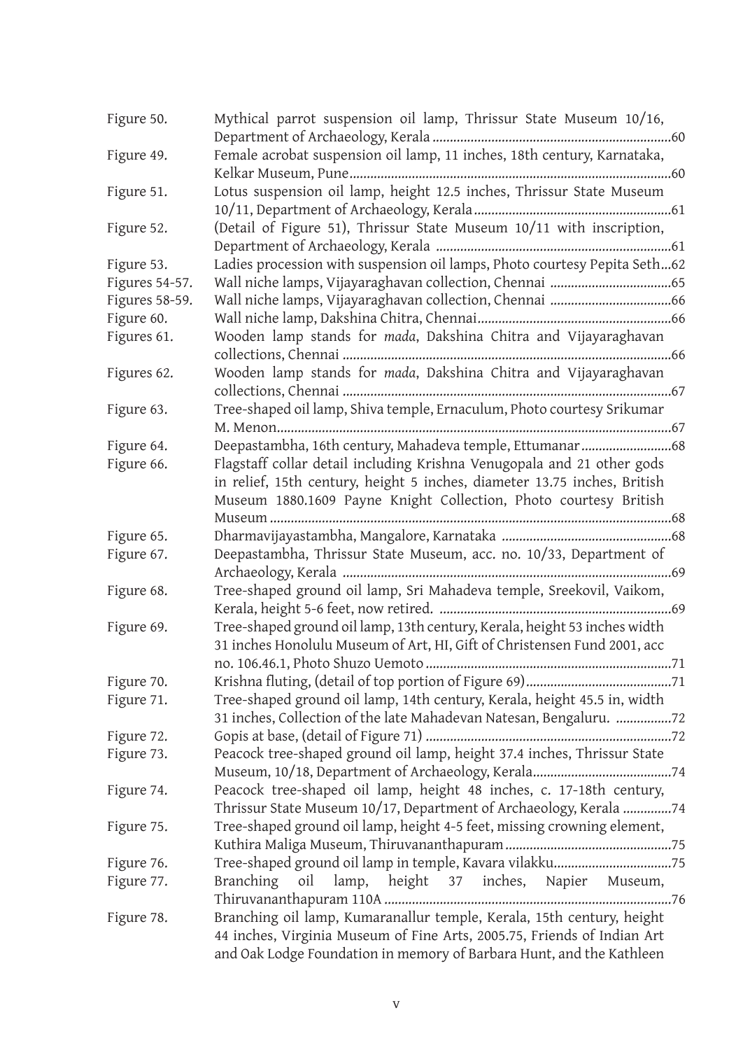| | |
|---|---|
| Figure 50. | Mythical parrot suspension oil lamp, Thrissur State Museum 10/16, Department of Archaeology, Kerala ....................60 |
| Figure 49. | Female acrobat suspension oil lamp, 11 inches, 18th century, Karnataka, Kelkar Museum, Pune....................60 |
| Figure 51. | Lotus suspension oil lamp, height 12.5 inches, Thrissur State Museum 10/11, Department of Archaeology, Kerala....................61 |
| Figure 52. | (Detail of Figure 51), Thrissur State Museum 10/11 with inscription, Department of Archaeology, Kerala ....................61 |
| Figure 53. | Ladies procession with suspension oil lamps, Photo courtesy Pepita Seth...62 |
| Figures 54-57. | Wall niche lamps, Vijayaraghavan collection, Chennai ....................65 |
| Figures 58-59. | Wall niche lamps, Vijayaraghavan collection, Chennai ....................66 |
| Figure 60. | Wall niche lamp, Dakshina Chitra, Chennai....................66 |
| Figures 61. | Wooden lamp stands for *mada*, Dakshina Chitra and Vijayaraghavan collections, Chennai ....................66 |
| Figures 62. | Wooden lamp stands for *mada*, Dakshina Chitra and Vijayaraghavan collections, Chennai ....................67 |
| Figure 63. | Tree-shaped oil lamp, Shiva temple, Ernaculum, Photo courtesy Srikumar M. Menon....................67 |
| Figure 64. | Deepastambha, 16th century, Mahadeva temple, Ettumanar....................68 |
| Figure 66. | Flagstaff collar detail including Krishna Venugopala and 21 other gods in relief, 15th century, height 5 inches, diameter 13.75 inches, British Museum 1880.1609 Payne Knight Collection, Photo courtesy British Museum ....................68 |
| Figure 65. | Dharmavijayastambha, Mangalore, Karnataka ....................68 |
| Figure 67. | Deepastambha, Thrissur State Museum, acc. no. 10/33, Department of Archaeology, Kerala ....................69 |
| Figure 68. | Tree-shaped ground oil lamp, Sri Mahadeva temple, Sreekovil, Vaikom, Kerala, height 5-6 feet, now retired. ....................69 |
| Figure 69. | Tree-shaped ground oil lamp, 13th century, Kerala, height 53 inches width 31 inches Honolulu Museum of Art, HI, Gift of Christensen Fund 2001, acc no. 106.46.1, Photo Shuzo Uemoto ....................71 |
| Figure 70. | Krishna fluting, (detail of top portion of Figure 69)....................71 |
| Figure 71. | Tree-shaped ground oil lamp, 14th century, Kerala, height 45.5 in, width 31 inches, Collection of the late Mahadevan Natesan, Bengaluru. ....................72 |
| Figure 72. | Gopis at base, (detail of Figure 71) ....................72 |
| Figure 73. | Peacock tree-shaped ground oil lamp, height 37.4 inches, Thrissur State Museum, 10/18, Department of Archaeology, Kerala....................74 |
| Figure 74. | Peacock tree-shaped oil lamp, height 48 inches, c. 17-18th century, Thrissur State Museum 10/17, Department of Archaeology, Kerala ....................74 |
| Figure 75. | Tree-shaped ground oil lamp, height 4-5 feet, missing crowning element, Kuthira Maliga Museum, Thiruvananthapuram....................75 |
| Figure 76. | Tree-shaped ground oil lamp in temple, Kavara vilakku....................75 |
| Figure 77. | Branching oil lamp, height 37 inches, Napier Museum, Thiruvananthapuram 110A ....................76 |
| Figure 78. | Branching oil lamp, Kumaranallur temple, Kerala, 15th century, height 44 inches, Virginia Museum of Fine Arts, 2005.75, Friends of Indian Art and Oak Lodge Foundation in memory of Barbara Hunt, and the Kathleen |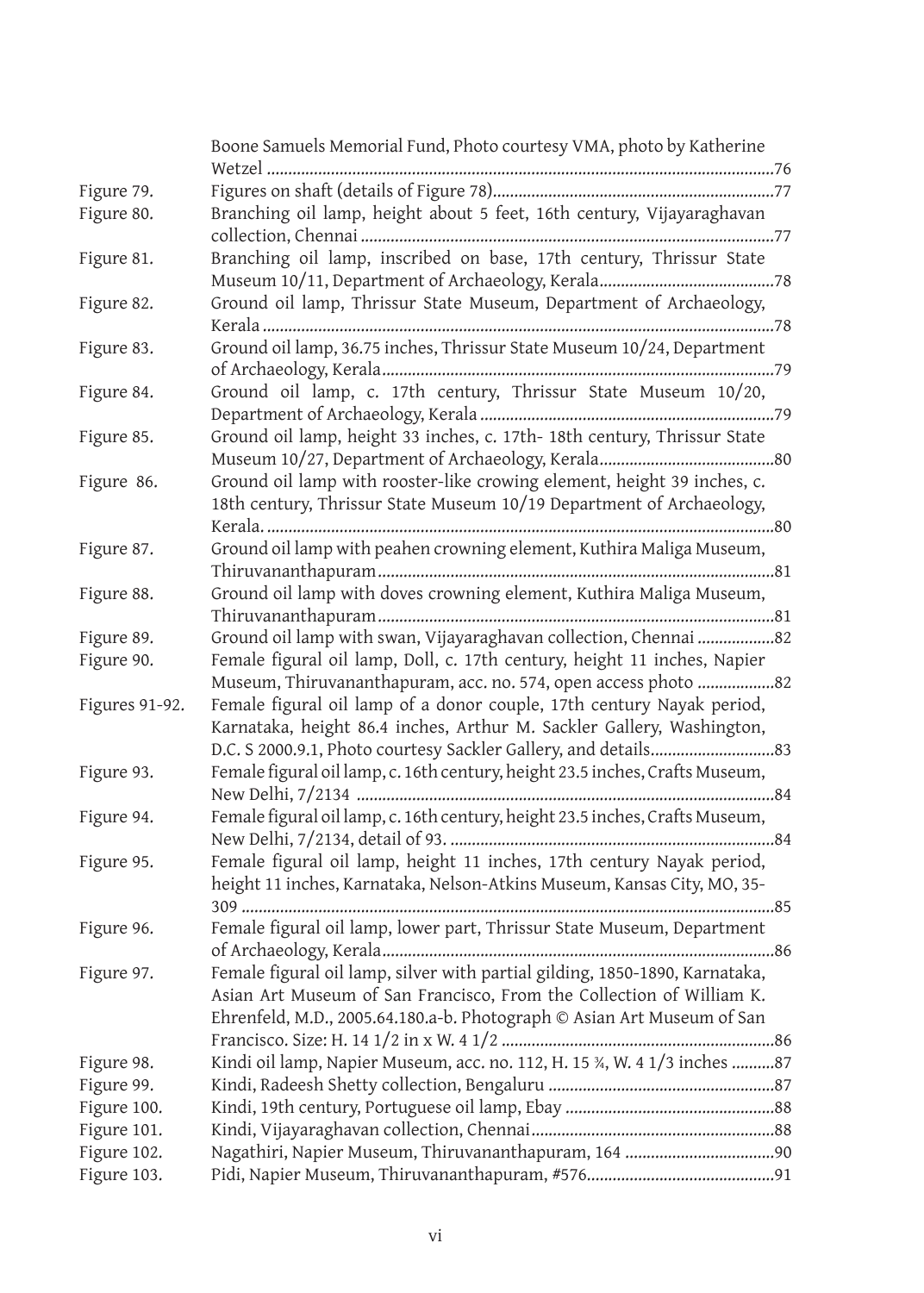| | |
|---|---|
| | Boone Samuels Memorial Fund, Photo courtesy VMA, photo by Katherine Wetzel ....76 |
| Figure 79. | Figures on shaft (details of Figure 78)....77 |
| Figure 80. | Branching oil lamp, height about 5 feet, 16th century, Vijayaraghavan collection, Chennai ....77 |
| Figure 81. | Branching oil lamp, inscribed on base, 17th century, Thrissur State Museum 10/11, Department of Archaeology, Kerala....78 |
| Figure 82. | Ground oil lamp, Thrissur State Museum, Department of Archaeology, Kerala ....78 |
| Figure 83. | Ground oil lamp, 36.75 inches, Thrissur State Museum 10/24, Department of Archaeology, Kerala....79 |
| Figure 84. | Ground oil lamp, c. 17th century, Thrissur State Museum 10/20, Department of Archaeology, Kerala ....79 |
| Figure 85. | Ground oil lamp, height 33 inches, c. 17th- 18th century, Thrissur State Museum 10/27, Department of Archaeology, Kerala....80 |
| Figure 86. | Ground oil lamp with rooster-like crowing element, height 39 inches, c. 18th century, Thrissur State Museum 10/19 Department of Archaeology, Kerala. ....80 |
| Figure 87. | Ground oil lamp with peahen crowning element, Kuthira Maliga Museum, Thiruvananthapuram....81 |
| Figure 88. | Ground oil lamp with doves crowning element, Kuthira Maliga Museum, Thiruvananthapuram....81 |
| Figure 89. | Ground oil lamp with swan, Vijayaraghavan collection, Chennai ....82 |
| Figure 90. | Female figural oil lamp, Doll, c. 17th century, height 11 inches, Napier Museum, Thiruvananthapuram, acc. no. 574, open access photo ....82 |
| Figures 91-92. | Female figural oil lamp of a donor couple, 17th century Nayak period, Karnataka, height 86.4 inches, Arthur M. Sackler Gallery, Washington, D.C. S 2000.9.1, Photo courtesy Sackler Gallery, and details....83 |
| Figure 93. | Female figural oil lamp, c. 16th century, height 23.5 inches, Crafts Museum, New Delhi, 7/2134 ....84 |
| Figure 94. | Female figural oil lamp, c. 16th century, height 23.5 inches, Crafts Museum, New Delhi, 7/2134, detail of 93. ....84 |
| Figure 95. | Female figural oil lamp, height 11 inches, 17th century Nayak period, height 11 inches, Karnataka, Nelson-Atkins Museum, Kansas City, MO, 35-309 ....85 |
| Figure 96. | Female figural oil lamp, lower part, Thrissur State Museum, Department of Archaeology, Kerala....86 |
| Figure 97. | Female figural oil lamp, silver with partial gilding, 1850-1890, Karnataka, Asian Art Museum of San Francisco, From the Collection of William K. Ehrenfeld, M.D., 2005.64.180.a-b. Photograph © Asian Art Museum of San Francisco. Size: H. 14 1/2 in x W. 4 1/2 ....86 |
| Figure 98. | Kindi oil lamp, Napier Museum, acc. no. 112, H. 15 ¾, W. 4 1/3 inches ....87 |
| Figure 99. | Kindi, Radeesh Shetty collection, Bengaluru ....87 |
| Figure 100. | Kindi, 19th century, Portuguese oil lamp, Ebay ....88 |
| Figure 101. | Kindi, Vijayaraghavan collection, Chennai....88 |
| Figure 102. | Nagathiri, Napier Museum, Thiruvananthapuram, 164 ....90 |
| Figure 103. | Pidi, Napier Museum, Thiruvananthapuram, #576....91 |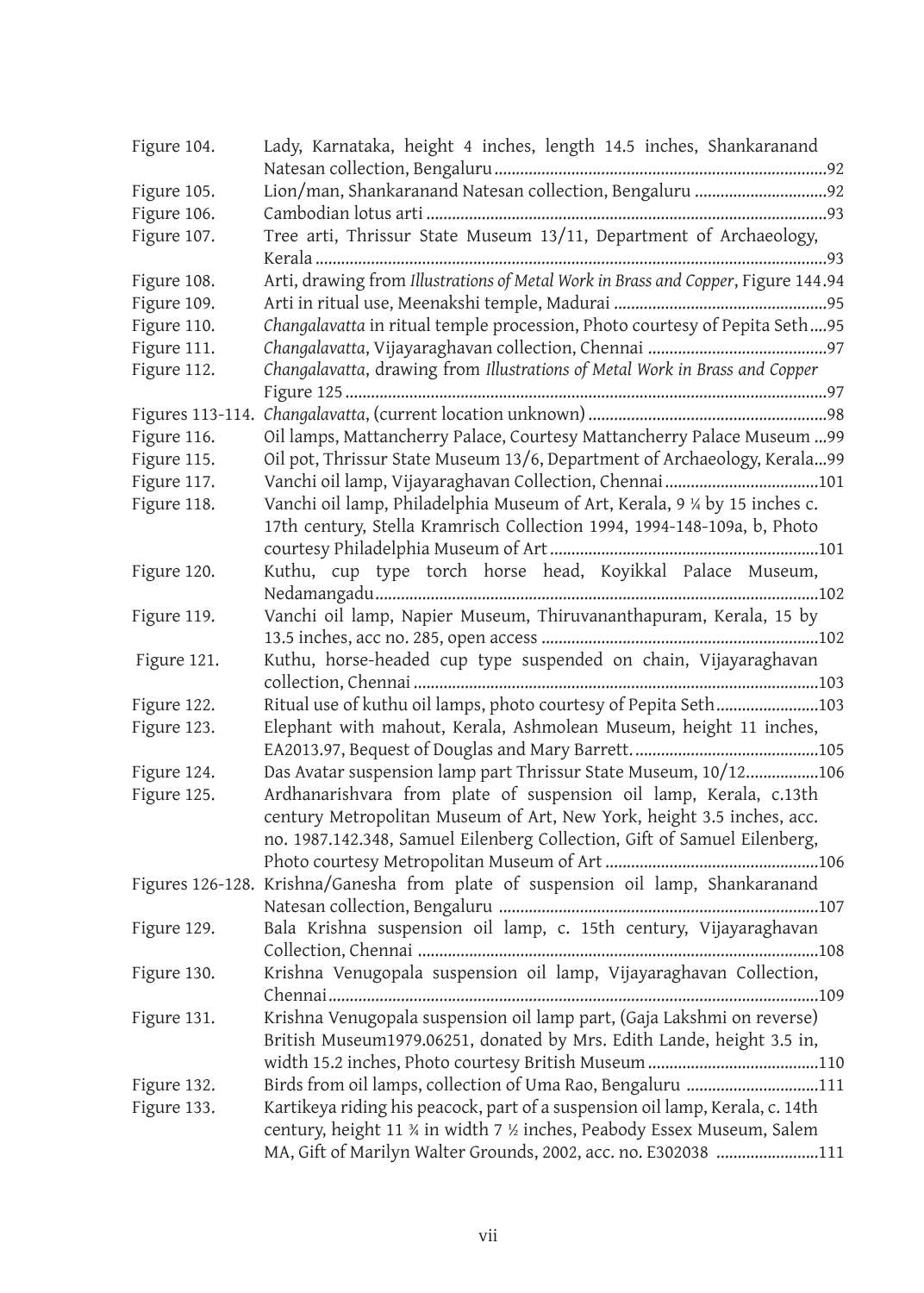| | | |
|---|---|---|
| Figure 104. | Lady, Karnataka, height 4 inches, length 14.5 inches, Shankaranand Natesan collection, Bengaluru | 92 |
| Figure 105. | Lion/man, Shankaranand Natesan collection, Bengaluru | 92 |
| Figure 106. | Cambodian lotus arti | 93 |
| Figure 107. | Tree arti, Thrissur State Museum 13/11, Department of Archaeology, Kerala | 93 |
| Figure 108. | Arti, drawing from *Illustrations of Metal Work in Brass and Copper*, Figure 144 | 94 |
| Figure 109. | Arti in ritual use, Meenakshi temple, Madurai | 95 |
| Figure 110. | *Changalavatta* in ritual temple procession, Photo courtesy of Pepita Seth | 95 |
| Figure 111. | *Changalavatta*, Vijayaraghavan collection, Chennai | 97 |
| Figure 112. | *Changalavatta*, drawing from *Illustrations of Metal Work in Brass and Copper* Figure 125 | 97 |
| Figures 113-114. | *Changalavatta*, (current location unknown) | 98 |
| Figure 116. | Oil lamps, Mattancherry Palace, Courtesy Mattancherry Palace Museum | 99 |
| Figure 115. | Oil pot, Thrissur State Museum 13/6, Department of Archaeology, Kerala | 99 |
| Figure 117. | Vanchi oil lamp, Vijayaraghavan Collection, Chennai | 101 |
| Figure 118. | Vanchi oil lamp, Philadelphia Museum of Art, Kerala, 9 ¼ by 15 inches c. 17th century, Stella Kramrisch Collection 1994, 1994-148-109a, b, Photo courtesy Philadelphia Museum of Art | 101 |
| Figure 120. | Kuthu, cup type torch horse head, Koyikkal Palace Museum, Nedamangadu | 102 |
| Figure 119. | Vanchi oil lamp, Napier Museum, Thiruvananthapuram, Kerala, 15 by 13.5 inches, acc no. 285, open access | 102 |
| Figure 121. | Kuthu, horse-headed cup type suspended on chain, Vijayaraghavan collection, Chennai | 103 |
| Figure 122. | Ritual use of kuthu oil lamps, photo courtesy of Pepita Seth | 103 |
| Figure 123. | Elephant with mahout, Kerala, Ashmolean Museum, height 11 inches, EA2013.97, Bequest of Douglas and Mary Barrett. | 105 |
| Figure 124. | Das Avatar suspension lamp part Thrissur State Museum, 10/12 | 106 |
| Figure 125. | Ardhanarishvara from plate of suspension oil lamp, Kerala, c.13th century Metropolitan Museum of Art, New York, height 3.5 inches, acc. no. 1987.142.348, Samuel Eilenberg Collection, Gift of Samuel Eilenberg, Photo courtesy Metropolitan Museum of Art | 106 |
| Figures 126-128. | Krishna/Ganesha from plate of suspension oil lamp, Shankaranand Natesan collection, Bengaluru | 107 |
| Figure 129. | Bala Krishna suspension oil lamp, c. 15th century, Vijayaraghavan Collection, Chennai | 108 |
| Figure 130. | Krishna Venugopala suspension oil lamp, Vijayaraghavan Collection, Chennai | 109 |
| Figure 131. | Krishna Venugopala suspension oil lamp part, (Gaja Lakshmi on reverse) British Museum1979.06251, donated by Mrs. Edith Lande, height 3.5 in, width 15.2 inches, Photo courtesy British Museum | 110 |
| Figure 132. | Birds from oil lamps, collection of Uma Rao, Bengaluru | 111 |
| Figure 133. | Kartikeya riding his peacock, part of a suspension oil lamp, Kerala, c. 14th century, height 11 ¾ in width 7 ½ inches, Peabody Essex Museum, Salem MA, Gift of Marilyn Walter Grounds, 2002, acc. no. E302038 | 111 |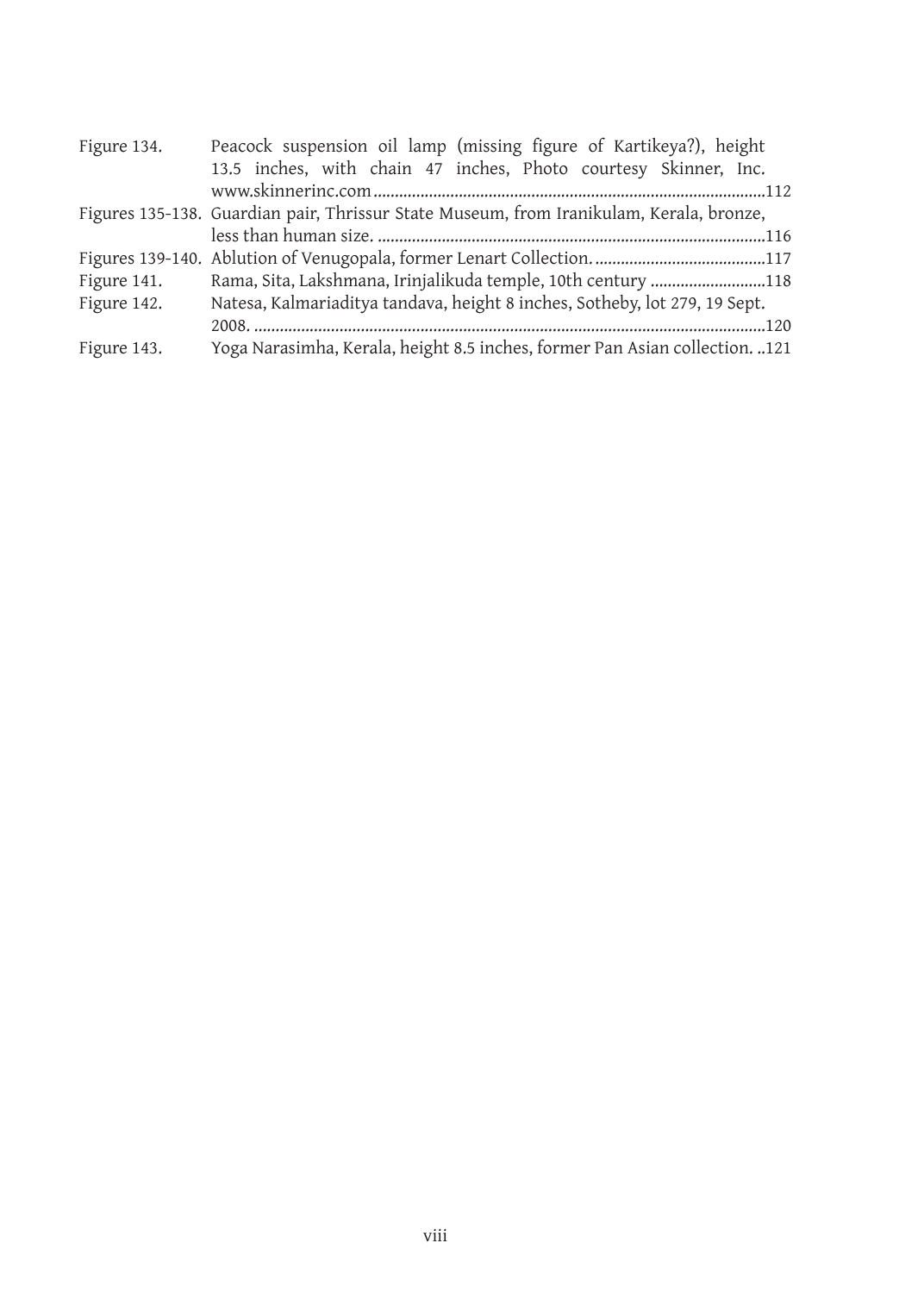Figure 134. Peacock suspension oil lamp (missing figure of Kartikeya?), height 13.5 inches, with chain 47 inches, Photo courtesy Skinner, Inc. www.skinnerinc.com ........................................................................................112

Figures 135-138. Guardian pair, Thrissur State Museum, from Iranikulam, Kerala, bronze, less than human size. ........................................................................................116

Figures 139-140. Ablution of Venugopala, former Lenart Collection. ........................................117

Figure 141. Rama, Sita, Lakshmana, Irinjalikuda temple, 10th century ...........................118

Figure 142. Natesa, Kalmariaditya tandava, height 8 inches, Sotheby, lot 279, 19 Sept. 2008. ........................................................................................................................120

Figure 143. Yoga Narasimha, Kerala, height 8.5 inches, former Pan Asian collection. ..121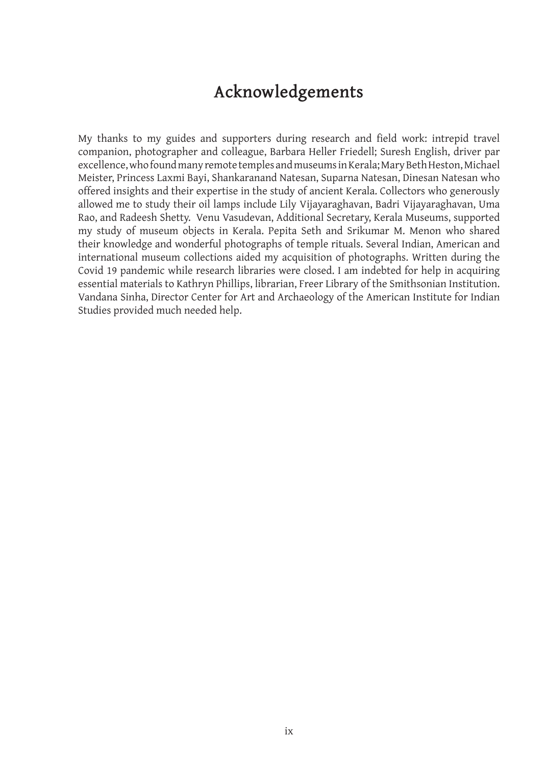# Acknowledgements

My thanks to my guides and supporters during research and field work: intrepid travel companion, photographer and colleague, Barbara Heller Friedell; Suresh English, driver par excellence, who found many remote temples and museums in Kerala; Mary Beth Heston, Michael Meister, Princess Laxmi Bayi, Shankaranand Natesan, Suparna Natesan, Dinesan Natesan who offered insights and their expertise in the study of ancient Kerala. Collectors who generously allowed me to study their oil lamps include Lily Vijayaraghavan, Badri Vijayaraghavan, Uma Rao, and Radeesh Shetty. Venu Vasudevan, Additional Secretary, Kerala Museums, supported my study of museum objects in Kerala. Pepita Seth and Srikumar M. Menon who shared their knowledge and wonderful photographs of temple rituals. Several Indian, American and international museum collections aided my acquisition of photographs. Written during the Covid 19 pandemic while research libraries were closed. I am indebted for help in acquiring essential materials to Kathryn Phillips, librarian, Freer Library of the Smithsonian Institution. Vandana Sinha, Director Center for Art and Archaeology of the American Institute for Indian Studies provided much needed help.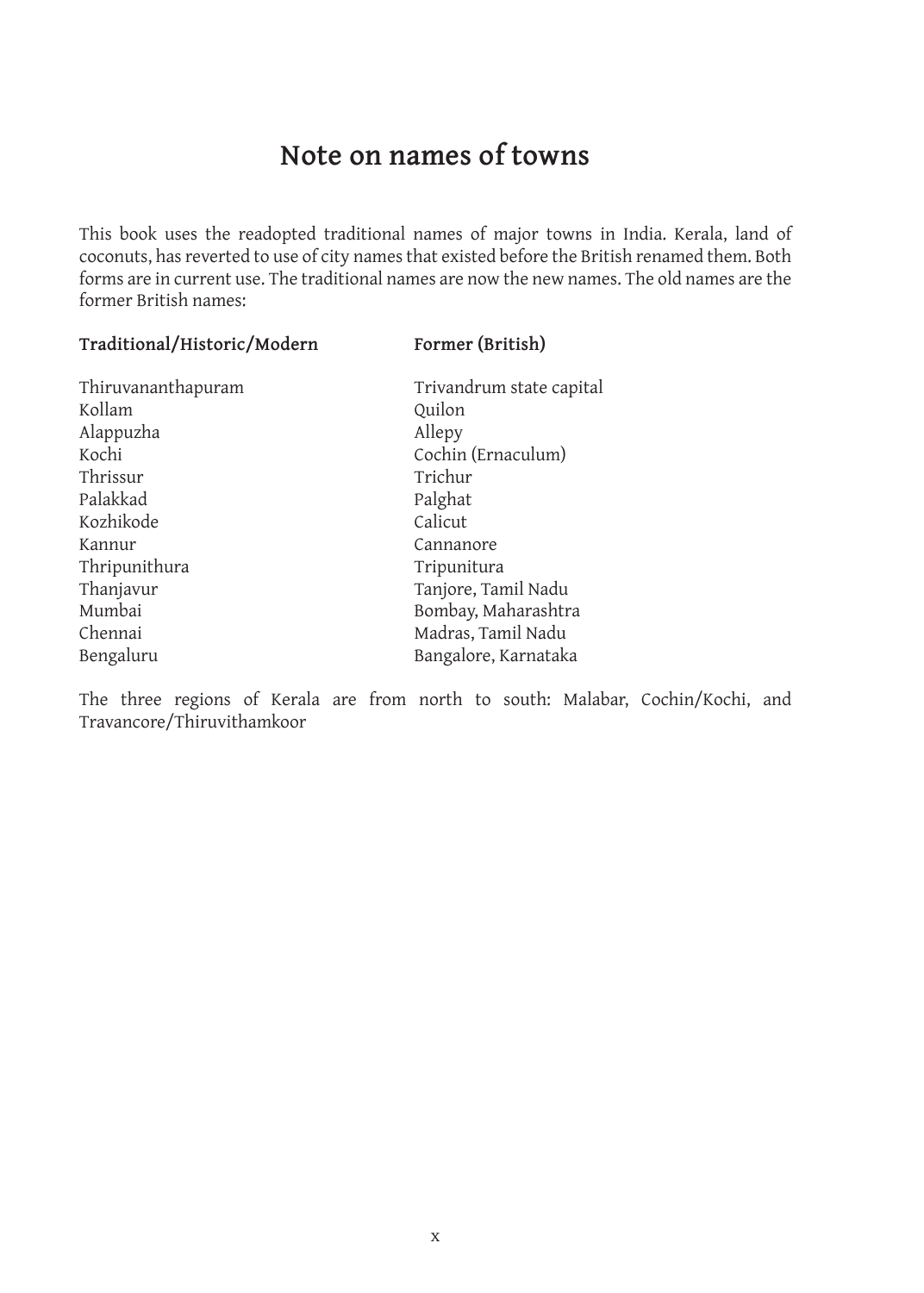# Note on names of towns

This book uses the readopted traditional names of major towns in India. Kerala, land of coconuts, has reverted to use of city names that existed before the British renamed them. Both forms are in current use. The traditional names are now the new names. The old names are the former British names:

| **Traditional/Historic/Modern** | **Former (British)** |
| --- | --- |
| Thiruvananthapuram | Trivandrum state capital |
| Kollam | Quilon |
| Alappuzha | Allepy |
| Kochi | Cochin (Ernaculum) |
| Thrissur | Trichur |
| Palakkad | Palghat |
| Kozhikode | Calicut |
| Kannur | Cannanore |
| Thripunithura | Tripunitura |
| Thanjavur | Tanjore, Tamil Nadu |
| Mumbai | Bombay, Maharashtra |
| Chennai | Madras, Tamil Nadu |
| Bengaluru | Bangalore, Karnataka |

The three regions of Kerala are from north to south: Malabar, Cochin/Kochi, and Travancore/Thiruvithamkoor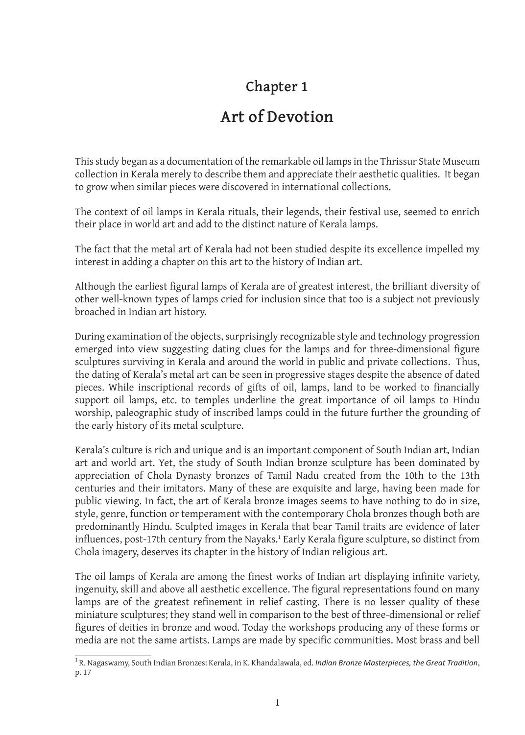# Chapter 1

# Art of Devotion

This study began as a documentation of the remarkable oil lamps in the Thrissur State Museum collection in Kerala merely to describe them and appreciate their aesthetic qualities. It began to grow when similar pieces were discovered in international collections.

The context of oil lamps in Kerala rituals, their legends, their festival use, seemed to enrich their place in world art and add to the distinct nature of Kerala lamps.

The fact that the metal art of Kerala had not been studied despite its excellence impelled my interest in adding a chapter on this art to the history of Indian art.

Although the earliest figural lamps of Kerala are of greatest interest, the brilliant diversity of other well-known types of lamps cried for inclusion since that too is a subject not previously broached in Indian art history.

During examination of the objects, surprisingly recognizable style and technology progression emerged into view suggesting dating clues for the lamps and for three-dimensional figure sculptures surviving in Kerala and around the world in public and private collections. Thus, the dating of Kerala's metal art can be seen in progressive stages despite the absence of dated pieces. While inscriptional records of gifts of oil, lamps, land to be worked to financially support oil lamps, etc. to temples underline the great importance of oil lamps to Hindu worship, paleographic study of inscribed lamps could in the future further the grounding of the early history of its metal sculpture.

Kerala's culture is rich and unique and is an important component of South Indian art, Indian art and world art. Yet, the study of South Indian bronze sculpture has been dominated by appreciation of Chola Dynasty bronzes of Tamil Nadu created from the 10th to the 13th centuries and their imitators. Many of these are exquisite and large, having been made for public viewing. In fact, the art of Kerala bronze images seems to have nothing to do in size, style, genre, function or temperament with the contemporary Chola bronzes though both are predominantly Hindu. Sculpted images in Kerala that bear Tamil traits are evidence of later influences, post-17th century from the Nayaks.[1] Early Kerala figure sculpture, so distinct from Chola imagery, deserves its chapter in the history of Indian religious art.

The oil lamps of Kerala are among the finest works of Indian art displaying infinite variety, ingenuity, skill and above all aesthetic excellence. The figural representations found on many lamps are of the greatest refinement in relief casting. There is no lesser quality of these miniature sculptures; they stand well in comparison to the best of three-dimensional or relief figures of deities in bronze and wood. Today the workshops producing any of these forms or media are not the same artists. Lamps are made by specific communities. Most brass and bell

---

[1] R. Nagaswamy, South Indian Bronzes: Kerala, in K. Khandalawala, ed. *Indian Bronze Masterpieces, the Great Tradition*, p. 17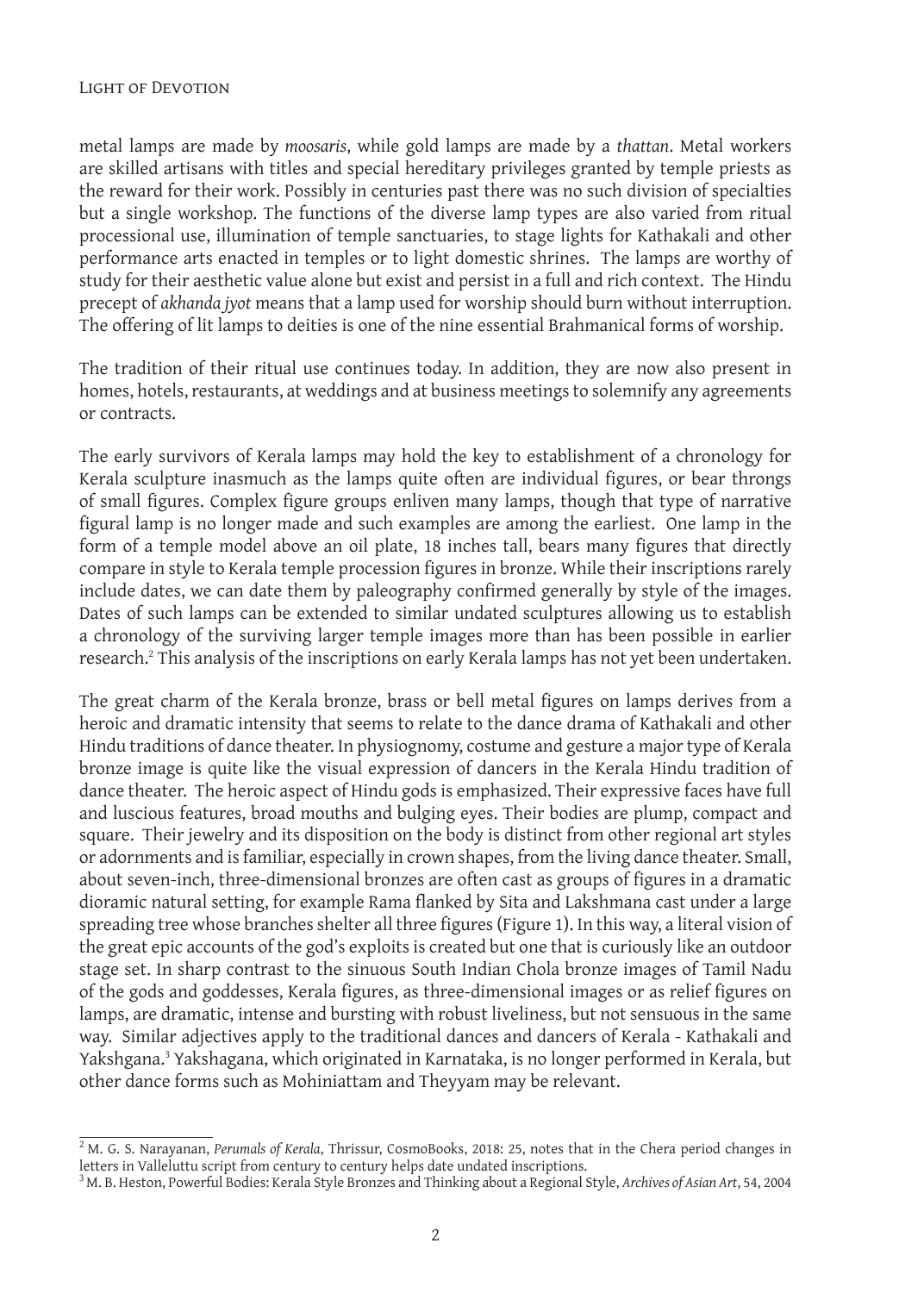metal lamps are made by *moosaris*, while gold lamps are made by a *thattan*. Metal workers are skilled artisans with titles and special hereditary privileges granted by temple priests as the reward for their work. Possibly in centuries past there was no such division of specialties but a single workshop. The functions of the diverse lamp types are also varied from ritual processional use, illumination of temple sanctuaries, to stage lights for Kathakali and other performance arts enacted in temples or to light domestic shrines. The lamps are worthy of study for their aesthetic value alone but exist and persist in a full and rich context. The Hindu precept of *akhanda jyot* means that a lamp used for worship should burn without interruption. The offering of lit lamps to deities is one of the nine essential Brahmanical forms of worship.

The tradition of their ritual use continues today. In addition, they are now also present in homes, hotels, restaurants, at weddings and at business meetings to solemnify any agreements or contracts.

The early survivors of Kerala lamps may hold the key to establishment of a chronology for Kerala sculpture inasmuch as the lamps quite often are individual figures, or bear throngs of small figures. Complex figure groups enliven many lamps, though that type of narrative figural lamp is no longer made and such examples are among the earliest. One lamp in the form of a temple model above an oil plate, 18 inches tall, bears many figures that directly compare in style to Kerala temple procession figures in bronze. While their inscriptions rarely include dates, we can date them by paleography confirmed generally by style of the images. Dates of such lamps can be extended to similar undated sculptures allowing us to establish a chronology of the surviving larger temple images more than has been possible in earlier research.[2] This analysis of the inscriptions on early Kerala lamps has not yet been undertaken.

The great charm of the Kerala bronze, brass or bell metal figures on lamps derives from a heroic and dramatic intensity that seems to relate to the dance drama of Kathakali and other Hindu traditions of dance theater. In physiognomy, costume and gesture a major type of Kerala bronze image is quite like the visual expression of dancers in the Kerala Hindu tradition of dance theater. The heroic aspect of Hindu gods is emphasized. Their expressive faces have full and luscious features, broad mouths and bulging eyes. Their bodies are plump, compact and square. Their jewelry and its disposition on the body is distinct from other regional art styles or adornments and is familiar, especially in crown shapes, from the living dance theater. Small, about seven-inch, three-dimensional bronzes are often cast as groups of figures in a dramatic dioramic natural setting, for example Rama flanked by Sita and Lakshmana cast under a large spreading tree whose branches shelter all three figures (Figure 1). In this way, a literal vision of the great epic accounts of the god's exploits is created but one that is curiously like an outdoor stage set. In sharp contrast to the sinuous South Indian Chola bronze images of Tamil Nadu of the gods and goddesses, Kerala figures, as three-dimensional images or as relief figures on lamps, are dramatic, intense and bursting with robust liveliness, but not sensuous in the same way. Similar adjectives apply to the traditional dances and dancers of Kerala - Kathakali and Yakshgana.[3] Yakshagana, which originated in Karnataka, is no longer performed in Kerala, but other dance forms such as Mohiniattam and Theyyam may be relevant.

---

[2] M. G. S. Narayanan, *Perumals of Kerala*, Thrissur, CosmoBooks, 2018: 25, notes that in the Chera period changes in letters in Valleluttu script from century to century helps date undated inscriptions.

[3] M. B. Heston, Powerful Bodies: Kerala Style Bronzes and Thinking about a Regional Style, *Archives of Asian Art*, 54, 2004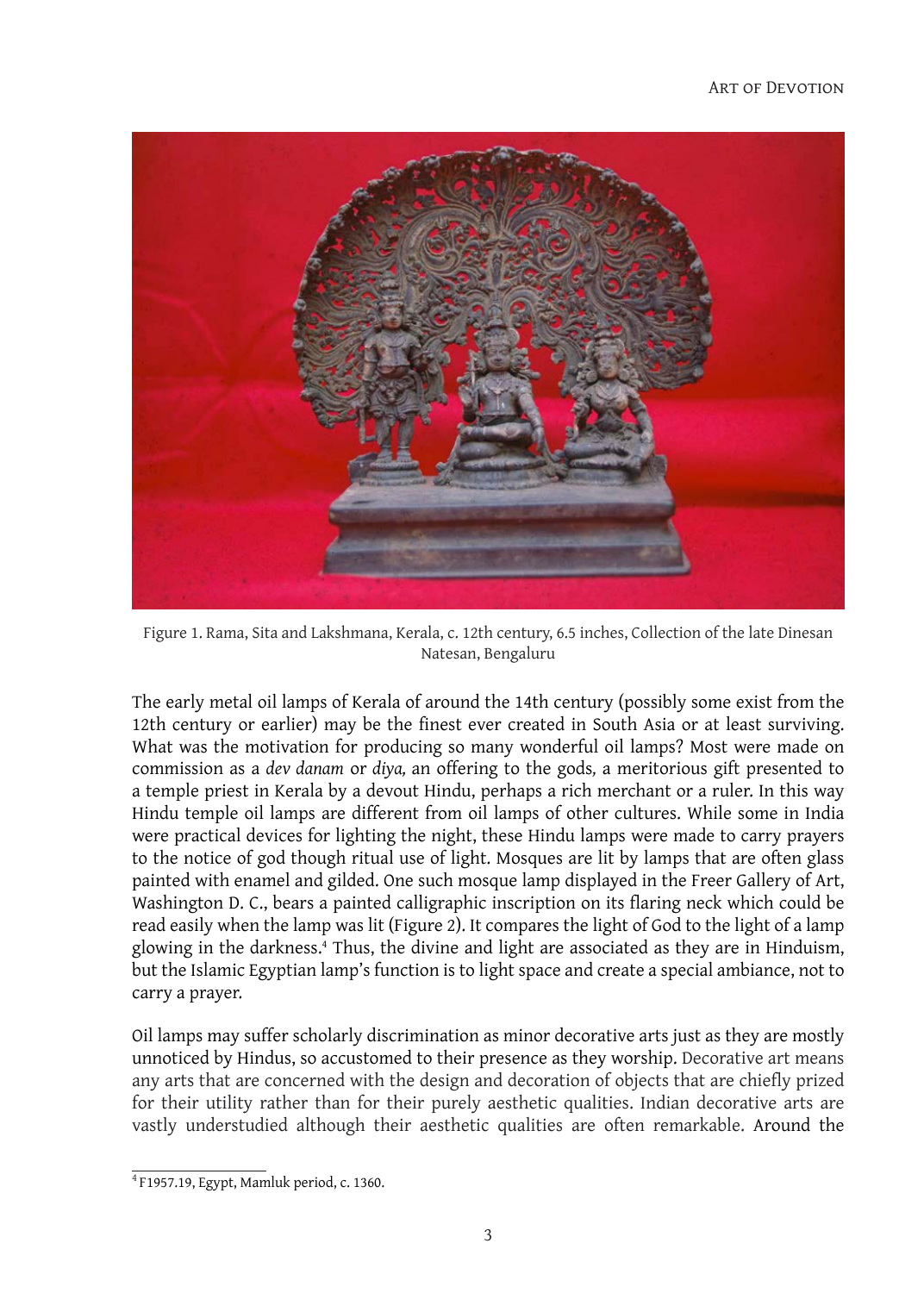Figure 1. Rama, Sita and Lakshmana, Kerala, c. 12th century, 6.5 inches, Collection of the late Dinesan Natesan, Bengaluru

The early metal oil lamps of Kerala of around the 14th century (possibly some exist from the 12th century or earlier) may be the finest ever created in South Asia or at least surviving. What was the motivation for producing so many wonderful oil lamps? Most were made on commission as a *dev danam* or *diya,* an offering to the gods*,* a meritorious gift presented to a temple priest in Kerala by a devout Hindu, perhaps a rich merchant or a ruler. In this way Hindu temple oil lamps are different from oil lamps of other cultures. While some in India were practical devices for lighting the night, these Hindu lamps were made to carry prayers to the notice of god though ritual use of light. Mosques are lit by lamps that are often glass painted with enamel and gilded. One such mosque lamp displayed in the Freer Gallery of Art, Washington D. C., bears a painted calligraphic inscription on its flaring neck which could be read easily when the lamp was lit (Figure 2). It compares the light of God to the light of a lamp glowing in the darkness.[4] Thus, the divine and light are associated as they are in Hinduism, but the Islamic Egyptian lamp's function is to light space and create a special ambiance, not to carry a prayer.

Oil lamps may suffer scholarly discrimination as minor decorative arts just as they are mostly unnoticed by Hindus, so accustomed to their presence as they worship. Decorative art means any arts that are concerned with the design and decoration of objects that are chiefly prized for their utility rather than for their purely aesthetic qualities. Indian decorative arts are vastly understudied although their aesthetic qualities are often remarkable. Around the

[4] F1957.19, Egypt, Mamluk period, c. 1360.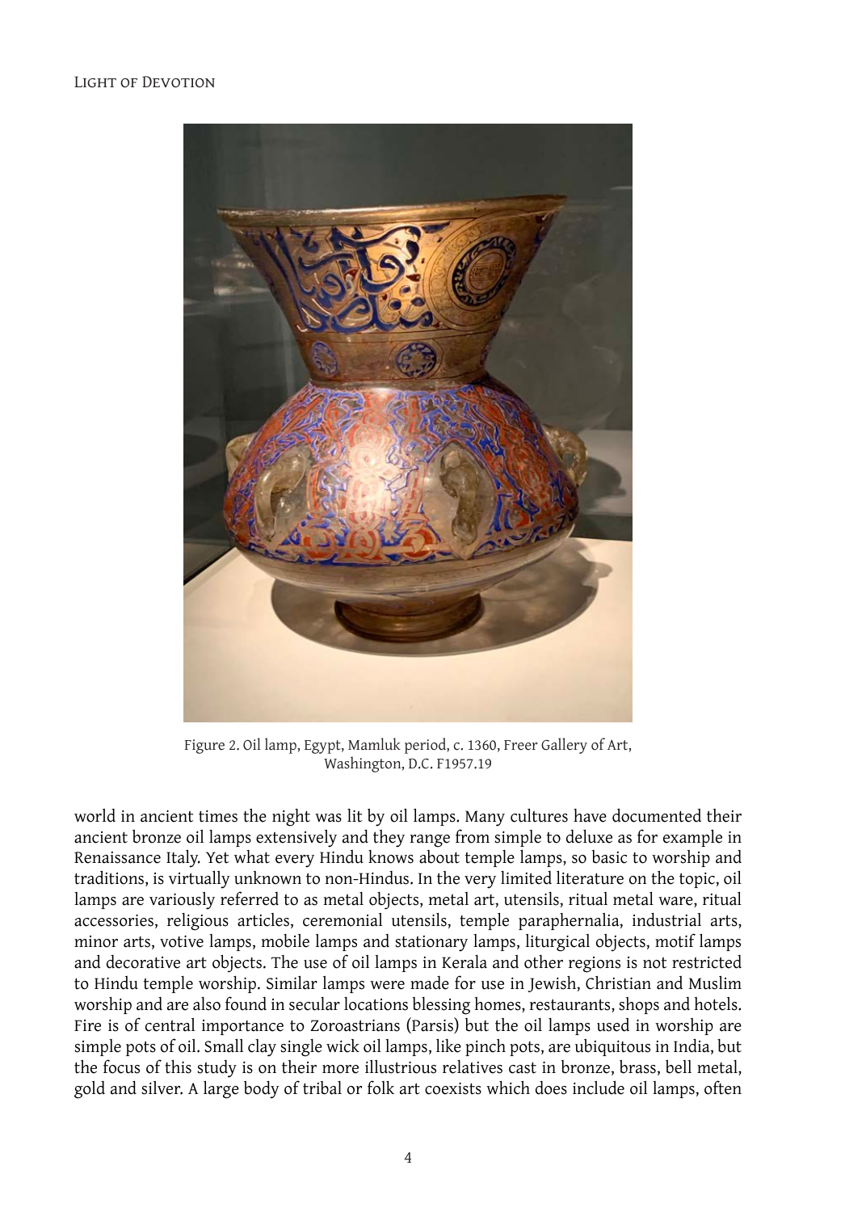Figure 2. Oil lamp, Egypt, Mamluk period, c. 1360, Freer Gallery of Art, Washington, D.C. F1957.19

world in ancient times the night was lit by oil lamps. Many cultures have documented their ancient bronze oil lamps extensively and they range from simple to deluxe as for example in Renaissance Italy. Yet what every Hindu knows about temple lamps, so basic to worship and traditions, is virtually unknown to non-Hindus. In the very limited literature on the topic, oil lamps are variously referred to as metal objects, metal art, utensils, ritual metal ware, ritual accessories, religious articles, ceremonial utensils, temple paraphernalia, industrial arts, minor arts, votive lamps, mobile lamps and stationary lamps, liturgical objects, motif lamps and decorative art objects. The use of oil lamps in Kerala and other regions is not restricted to Hindu temple worship. Similar lamps were made for use in Jewish, Christian and Muslim worship and are also found in secular locations blessing homes, restaurants, shops and hotels. Fire is of central importance to Zoroastrians (Parsis) but the oil lamps used in worship are simple pots of oil. Small clay single wick oil lamps, like pinch pots, are ubiquitous in India, but the focus of this study is on their more illustrious relatives cast in bronze, brass, bell metal, gold and silver. A large body of tribal or folk art coexists which does include oil lamps, often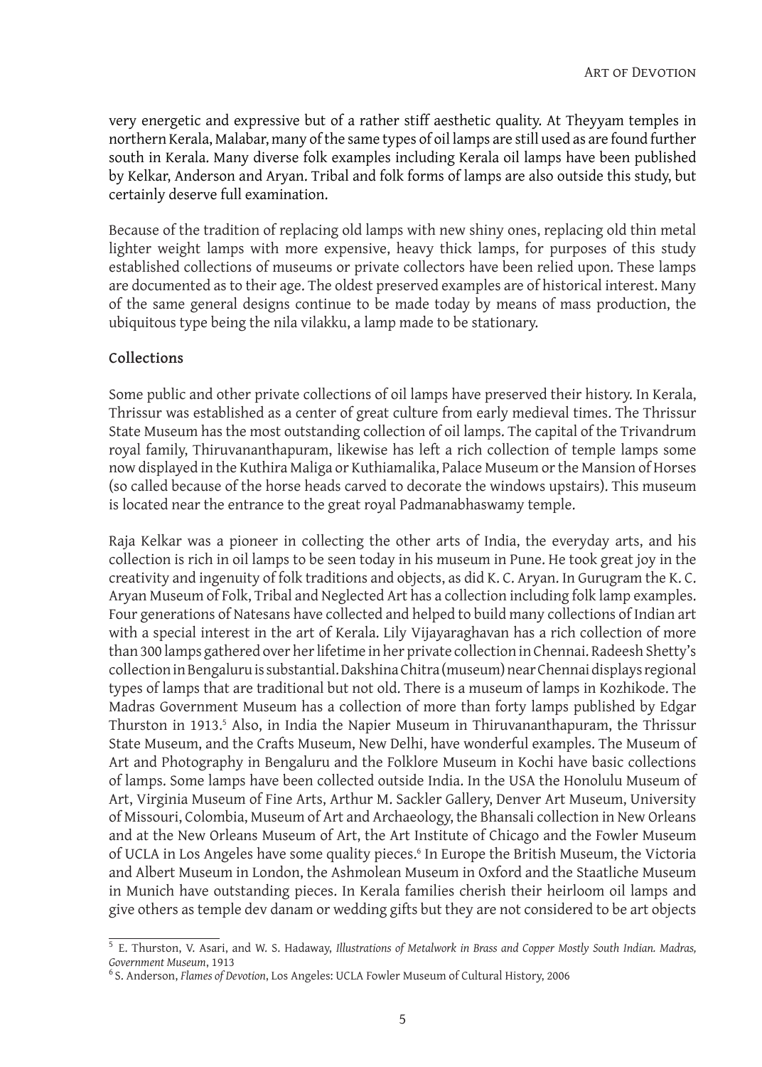very energetic and expressive but of a rather stiff aesthetic quality. At Theyyam temples in northern Kerala, Malabar, many of the same types of oil lamps are still used as are found further south in Kerala. Many diverse folk examples including Kerala oil lamps have been published by Kelkar, Anderson and Aryan. Tribal and folk forms of lamps are also outside this study, but certainly deserve full examination.

Because of the tradition of replacing old lamps with new shiny ones, replacing old thin metal lighter weight lamps with more expensive, heavy thick lamps, for purposes of this study established collections of museums or private collectors have been relied upon. These lamps are documented as to their age. The oldest preserved examples are of historical interest. Many of the same general designs continue to be made today by means of mass production, the ubiquitous type being the nila vilakku, a lamp made to be stationary.

## Collections

Some public and other private collections of oil lamps have preserved their history. In Kerala, Thrissur was established as a center of great culture from early medieval times. The Thrissur State Museum has the most outstanding collection of oil lamps. The capital of the Trivandrum royal family, Thiruvananthapuram, likewise has left a rich collection of temple lamps some now displayed in the Kuthira Maliga or Kuthiamalika, Palace Museum or the Mansion of Horses (so called because of the horse heads carved to decorate the windows upstairs). This museum is located near the entrance to the great royal Padmanabhaswamy temple.

Raja Kelkar was a pioneer in collecting the other arts of India, the everyday arts, and his collection is rich in oil lamps to be seen today in his museum in Pune. He took great joy in the creativity and ingenuity of folk traditions and objects, as did K. C. Aryan. In Gurugram the K. C. Aryan Museum of Folk, Tribal and Neglected Art has a collection including folk lamp examples. Four generations of Natesans have collected and helped to build many collections of Indian art with a special interest in the art of Kerala. Lily Vijayaraghavan has a rich collection of more than 300 lamps gathered over her lifetime in her private collection in Chennai. Radeesh Shetty's collection in Bengaluru is substantial. Dakshina Chitra (museum) near Chennai displays regional types of lamps that are traditional but not old. There is a museum of lamps in Kozhikode. The Madras Government Museum has a collection of more than forty lamps published by Edgar Thurston in 1913.[5] Also, in India the Napier Museum in Thiruvananthapuram, the Thrissur State Museum, and the Crafts Museum, New Delhi, have wonderful examples. The Museum of Art and Photography in Bengaluru and the Folklore Museum in Kochi have basic collections of lamps. Some lamps have been collected outside India. In the USA the Honolulu Museum of Art, Virginia Museum of Fine Arts, Arthur M. Sackler Gallery, Denver Art Museum, University of Missouri, Colombia, Museum of Art and Archaeology, the Bhansali collection in New Orleans and at the New Orleans Museum of Art, the Art Institute of Chicago and the Fowler Museum of UCLA in Los Angeles have some quality pieces.[6] In Europe the British Museum, the Victoria and Albert Museum in London, the Ashmolean Museum in Oxford and the Staatliche Museum in Munich have outstanding pieces. In Kerala families cherish their heirloom oil lamps and give others as temple dev danam or wedding gifts but they are not considered to be art objects

---

[5] E. Thurston, V. Asari, and W. S. Hadaway, *Illustrations of Metalwork in Brass and Copper Mostly South Indian. Madras, Government Museum*, 1913

[6] S. Anderson, *Flames of Devotion*, Los Angeles: UCLA Fowler Museum of Cultural History, 2006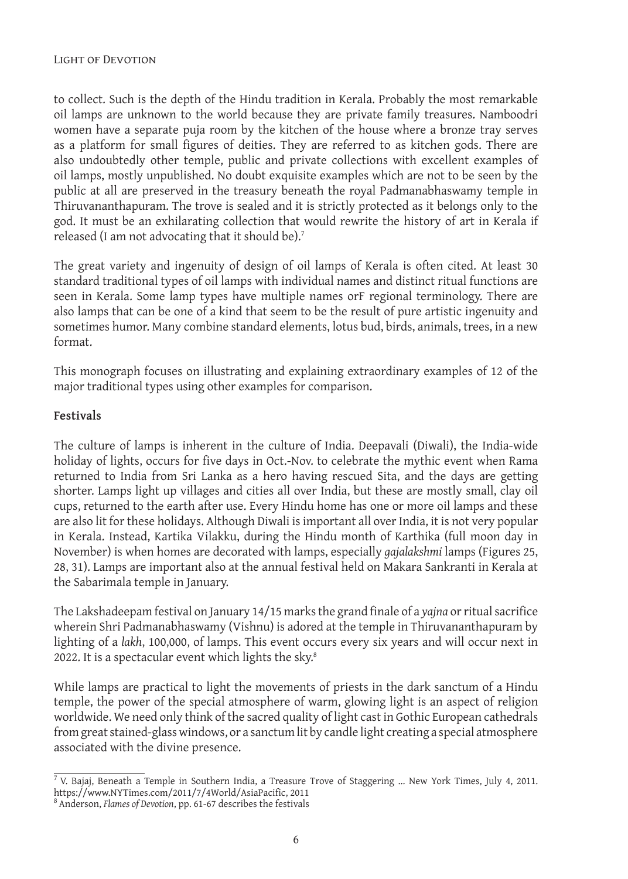to collect. Such is the depth of the Hindu tradition in Kerala. Probably the most remarkable oil lamps are unknown to the world because they are private family treasures. Namboodri women have a separate puja room by the kitchen of the house where a bronze tray serves as a platform for small figures of deities. They are referred to as kitchen gods. There are also undoubtedly other temple, public and private collections with excellent examples of oil lamps, mostly unpublished. No doubt exquisite examples which are not to be seen by the public at all are preserved in the treasury beneath the royal Padmanabhaswamy temple in Thiruvananthapuram. The trove is sealed and it is strictly protected as it belongs only to the god. It must be an exhilarating collection that would rewrite the history of art in Kerala if released (I am not advocating that it should be).[7]

The great variety and ingenuity of design of oil lamps of Kerala is often cited. At least 30 standard traditional types of oil lamps with individual names and distinct ritual functions are seen in Kerala. Some lamp types have multiple names orF regional terminology. There are also lamps that can be one of a kind that seem to be the result of pure artistic ingenuity and sometimes humor. Many combine standard elements, lotus bud, birds, animals, trees, in a new format.

This monograph focuses on illustrating and explaining extraordinary examples of 12 of the major traditional types using other examples for comparison.

**Festivals**

The culture of lamps is inherent in the culture of India. Deepavali (Diwali), the India-wide holiday of lights, occurs for five days in Oct.-Nov. to celebrate the mythic event when Rama returned to India from Sri Lanka as a hero having rescued Sita, and the days are getting shorter. Lamps light up villages and cities all over India, but these are mostly small, clay oil cups, returned to the earth after use. Every Hindu home has one or more oil lamps and these are also lit for these holidays. Although Diwali is important all over India, it is not very popular in Kerala. Instead, Kartika Vilakku, during the Hindu month of Karthika (full moon day in November) is when homes are decorated with lamps, especially *gajalakshmi* lamps (Figures 25, 28, 31). Lamps are important also at the annual festival held on Makara Sankranti in Kerala at the Sabarimala temple in January.

The Lakshadeepam festival on January 14/15 marks the grand finale of a *yajna* or ritual sacrifice wherein Shri Padmanabhaswamy (Vishnu) is adored at the temple in Thiruvananthapuram by lighting of a *lakh*, 100,000, of lamps. This event occurs every six years and will occur next in 2022. It is a spectacular event which lights the sky.[8]

While lamps are practical to light the movements of priests in the dark sanctum of a Hindu temple, the power of the special atmosphere of warm, glowing light is an aspect of religion worldwide. We need only think of the sacred quality of light cast in Gothic European cathedrals from great stained-glass windows, or a sanctum lit by candle light creating a special atmosphere associated with the divine presence.

---

[7] V. Bajaj, Beneath a Temple in Southern India, a Treasure Trove of Staggering ... New York Times, July 4, 2011. https://www.NYTimes.com/2011/7/4World/AsiaPacific, 2011

[8] Anderson, *Flames of Devotion*, pp. 61-67 describes the festivals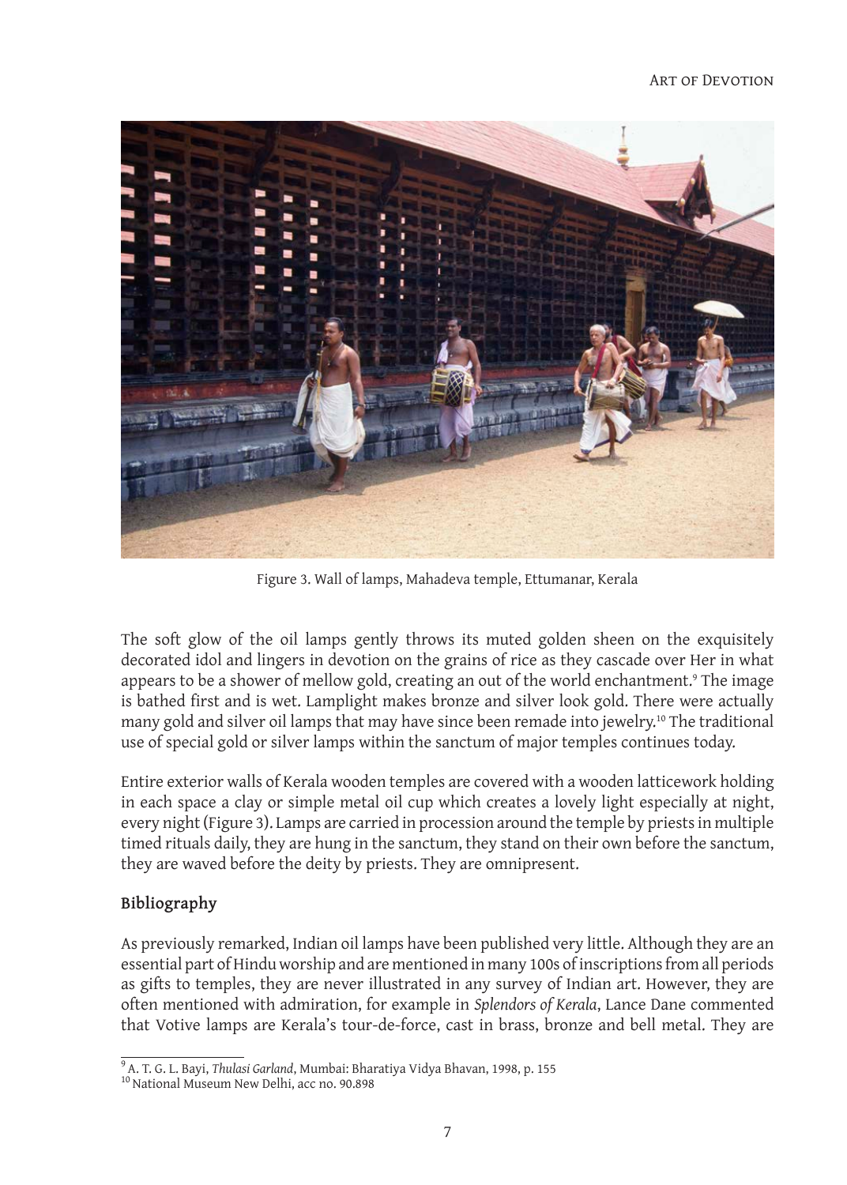Figure 3. Wall of lamps, Mahadeva temple, Ettumanar, Kerala

The soft glow of the oil lamps gently throws its muted golden sheen on the exquisitely decorated idol and lingers in devotion on the grains of rice as they cascade over Her in what appears to be a shower of mellow gold, creating an out of the world enchantment.[9] The image is bathed first and is wet. Lamplight makes bronze and silver look gold. There were actually many gold and silver oil lamps that may have since been remade into jewelry.[10] The traditional use of special gold or silver lamps within the sanctum of major temples continues today.

Entire exterior walls of Kerala wooden temples are covered with a wooden latticework holding in each space a clay or simple metal oil cup which creates a lovely light especially at night, every night (Figure 3). Lamps are carried in procession around the temple by priests in multiple timed rituals daily, they are hung in the sanctum, they stand on their own before the sanctum, they are waved before the deity by priests. They are omnipresent.

## Bibliography

As previously remarked, Indian oil lamps have been published very little. Although they are an essential part of Hindu worship and are mentioned in many 100s of inscriptions from all periods as gifts to temples, they are never illustrated in any survey of Indian art. However, they are often mentioned with admiration, for example in *Splendors of Kerala*, Lance Dane commented that Votive lamps are Kerala's tour-de-force, cast in brass, bronze and bell metal. They are

[9] A. T. G. L. Bayi, *Thulasi Garland*, Mumbai: Bharatiya Vidya Bhavan, 1998, p. 155

[10] National Museum New Delhi, acc no. 90.898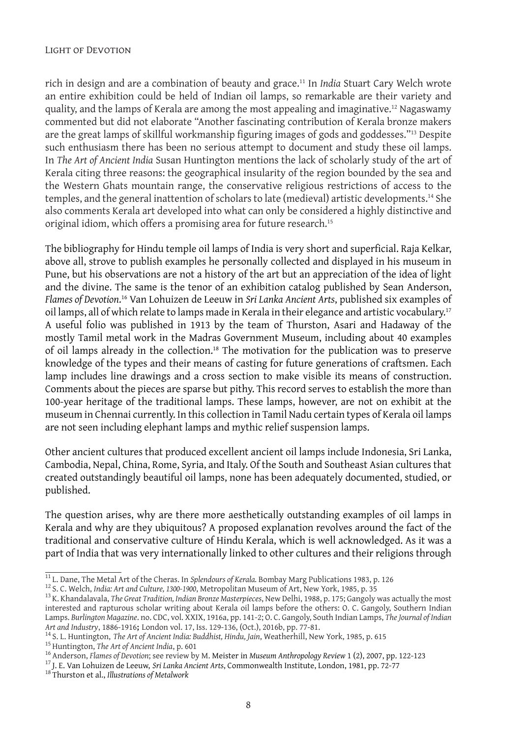rich in design and are a combination of beauty and grace.[11] In *India* Stuart Cary Welch wrote an entire exhibition could be held of Indian oil lamps, so remarkable are their variety and quality, and the lamps of Kerala are among the most appealing and imaginative.[12] Nagaswamy commented but did not elaborate "Another fascinating contribution of Kerala bronze makers are the great lamps of skillful workmanship figuring images of gods and goddesses."[13] Despite such enthusiasm there has been no serious attempt to document and study these oil lamps. In *The Art of Ancient India* Susan Huntington mentions the lack of scholarly study of the art of Kerala citing three reasons: the geographical insularity of the region bounded by the sea and the Western Ghats mountain range, the conservative religious restrictions of access to the temples, and the general inattention of scholars to late (medieval) artistic developments.[14] She also comments Kerala art developed into what can only be considered a highly distinctive and original idiom, which offers a promising area for future research.[15]

The bibliography for Hindu temple oil lamps of India is very short and superficial. Raja Kelkar, above all, strove to publish examples he personally collected and displayed in his museum in Pune, but his observations are not a history of the art but an appreciation of the idea of light and the divine. The same is the tenor of an exhibition catalog published by Sean Anderson, *Flames of Devotion*.[16] Van Lohuizen de Leeuw in *Sri Lanka Ancient Arts*, published six examples of oil lamps, all of which relate to lamps made in Kerala in their elegance and artistic vocabulary.[17] A useful folio was published in 1913 by the team of Thurston, Asari and Hadaway of the mostly Tamil metal work in the Madras Government Museum, including about 40 examples of oil lamps already in the collection.[18] The motivation for the publication was to preserve knowledge of the types and their means of casting for future generations of craftsmen. Each lamp includes line drawings and a cross section to make visible its means of construction. Comments about the pieces are sparse but pithy. This record serves to establish the more than 100-year heritage of the traditional lamps. These lamps, however, are not on exhibit at the museum in Chennai currently. In this collection in Tamil Nadu certain types of Kerala oil lamps are not seen including elephant lamps and mythic relief suspension lamps.

Other ancient cultures that produced excellent ancient oil lamps include Indonesia, Sri Lanka, Cambodia, Nepal, China, Rome, Syria, and Italy. Of the South and Southeast Asian cultures that created outstandingly beautiful oil lamps, none has been adequately documented, studied, or published.

The question arises, why are there more aesthetically outstanding examples of oil lamps in Kerala and why are they ubiquitous? A proposed explanation revolves around the fact of the traditional and conservative culture of Hindu Kerala, which is well acknowledged. As it was a part of India that was very internationally linked to other cultures and their religions through

---

[11] L. Dane, The Metal Art of the Cheras. In *Splendours of Kerala.* Bombay Marg Publications 1983, p. 126

[12] S. C. Welch, *India: Art and Culture, 1300-1900*, Metropolitan Museum of Art, New York, 1985, p. 35

[13] K. Khandalavala, *The Great Tradition, Indian Bronze Masterpieces*, New Delhi, 1988, p. 175; Gangoly was actually the most interested and rapturous scholar writing about Kerala oil lamps before the others: O. C. Gangoly, Southern Indian Lamps. *Burlington Magazine*. no. CDC, vol. XXIX, 1916a, pp. 141-2; O. C. Gangoly, South Indian Lamps, *The Journal of Indian Art and Industry*, 1886-1916**;** London vol. 17, Iss. 129-136, (Oct.), 2016b, pp. 77-81.

[14] S. L. Huntington, *The Art of Ancient India: Buddhist, Hindu, Jain*, Weatherhill, New York, 1985, p. 615

[15] Huntington, *The Art of Ancient India*, p. 601

[16] Anderson, *Flames of Devotion*; see review by M. Meister in *Museum Anthropology Review* 1 (2), 2007, pp. 122-123

[17] J. E. Van Lohuizen de Leeuw, *Sri Lanka Ancient Arts*, Commonwealth Institute, London, 1981, pp. 72-77

[18] Thurston et al., *Illustrations of Metalwork*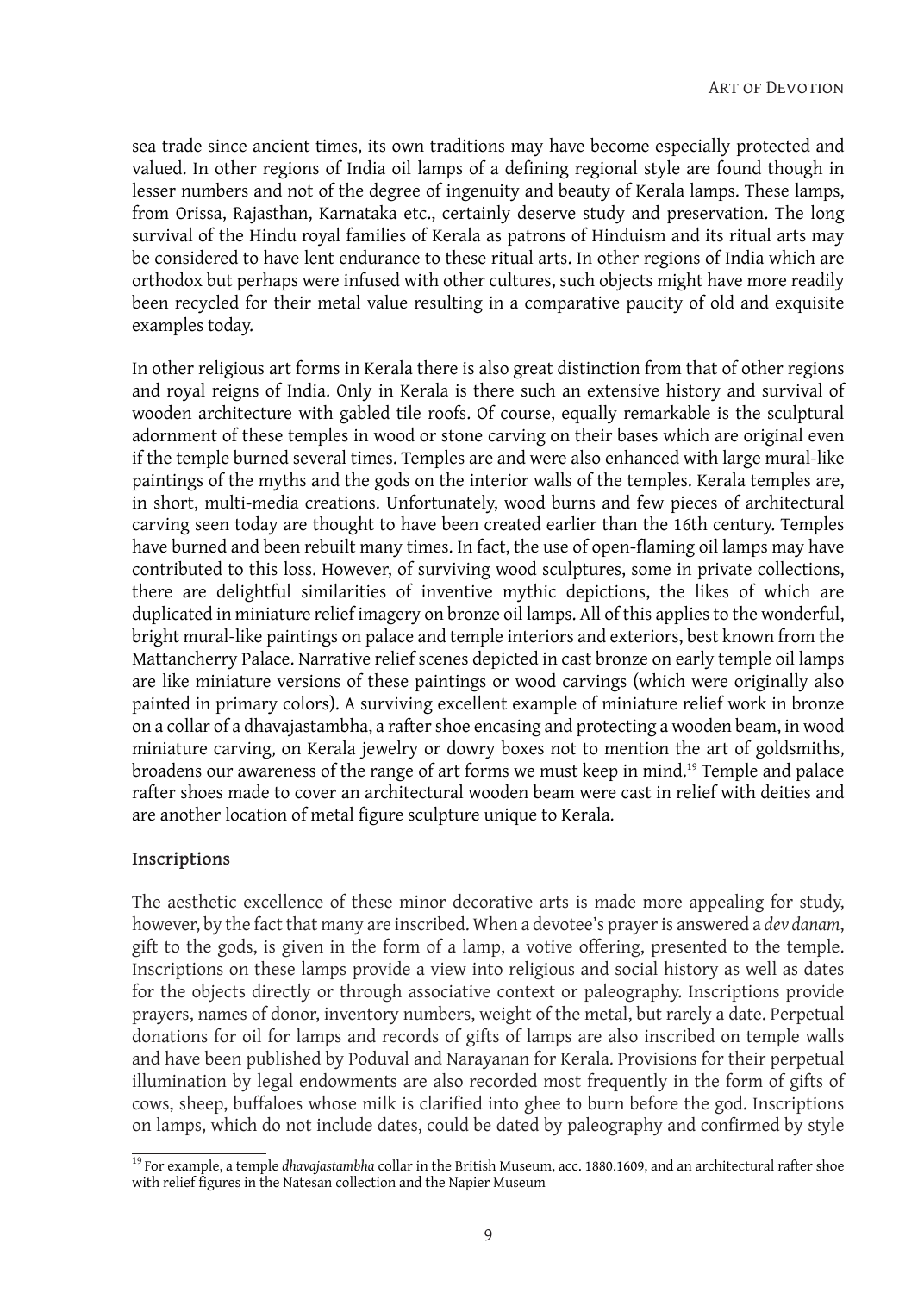sea trade since ancient times, its own traditions may have become especially protected and valued. In other regions of India oil lamps of a defining regional style are found though in lesser numbers and not of the degree of ingenuity and beauty of Kerala lamps. These lamps, from Orissa, Rajasthan, Karnataka etc., certainly deserve study and preservation. The long survival of the Hindu royal families of Kerala as patrons of Hinduism and its ritual arts may be considered to have lent endurance to these ritual arts. In other regions of India which are orthodox but perhaps were infused with other cultures, such objects might have more readily been recycled for their metal value resulting in a comparative paucity of old and exquisite examples today.

In other religious art forms in Kerala there is also great distinction from that of other regions and royal reigns of India. Only in Kerala is there such an extensive history and survival of wooden architecture with gabled tile roofs. Of course, equally remarkable is the sculptural adornment of these temples in wood or stone carving on their bases which are original even if the temple burned several times. Temples are and were also enhanced with large mural-like paintings of the myths and the gods on the interior walls of the temples. Kerala temples are, in short, multi-media creations. Unfortunately, wood burns and few pieces of architectural carving seen today are thought to have been created earlier than the 16th century. Temples have burned and been rebuilt many times. In fact, the use of open-flaming oil lamps may have contributed to this loss. However, of surviving wood sculptures, some in private collections, there are delightful similarities of inventive mythic depictions, the likes of which are duplicated in miniature relief imagery on bronze oil lamps. All of this applies to the wonderful, bright mural-like paintings on palace and temple interiors and exteriors, best known from the Mattancherry Palace. Narrative relief scenes depicted in cast bronze on early temple oil lamps are like miniature versions of these paintings or wood carvings (which were originally also painted in primary colors). A surviving excellent example of miniature relief work in bronze on a collar of a dhavajastambha, a rafter shoe encasing and protecting a wooden beam, in wood miniature carving, on Kerala jewelry or dowry boxes not to mention the art of goldsmiths, broadens our awareness of the range of art forms we must keep in mind.[19] Temple and palace rafter shoes made to cover an architectural wooden beam were cast in relief with deities and are another location of metal figure sculpture unique to Kerala.

### Inscriptions

The aesthetic excellence of these minor decorative arts is made more appealing for study, however, by the fact that many are inscribed. When a devotee's prayer is answered a *dev danam*, gift to the gods, is given in the form of a lamp, a votive offering, presented to the temple. Inscriptions on these lamps provide a view into religious and social history as well as dates for the objects directly or through associative context or paleography. Inscriptions provide prayers, names of donor, inventory numbers, weight of the metal, but rarely a date. Perpetual donations for oil for lamps and records of gifts of lamps are also inscribed on temple walls and have been published by Poduval and Narayanan for Kerala. Provisions for their perpetual illumination by legal endowments are also recorded most frequently in the form of gifts of cows, sheep, buffaloes whose milk is clarified into ghee to burn before the god. Inscriptions on lamps, which do not include dates, could be dated by paleography and confirmed by style

[19] For example, a temple *dhavajastambha* collar in the British Museum, acc. 1880.1609, and an architectural rafter shoe with relief figures in the Natesan collection and the Napier Museum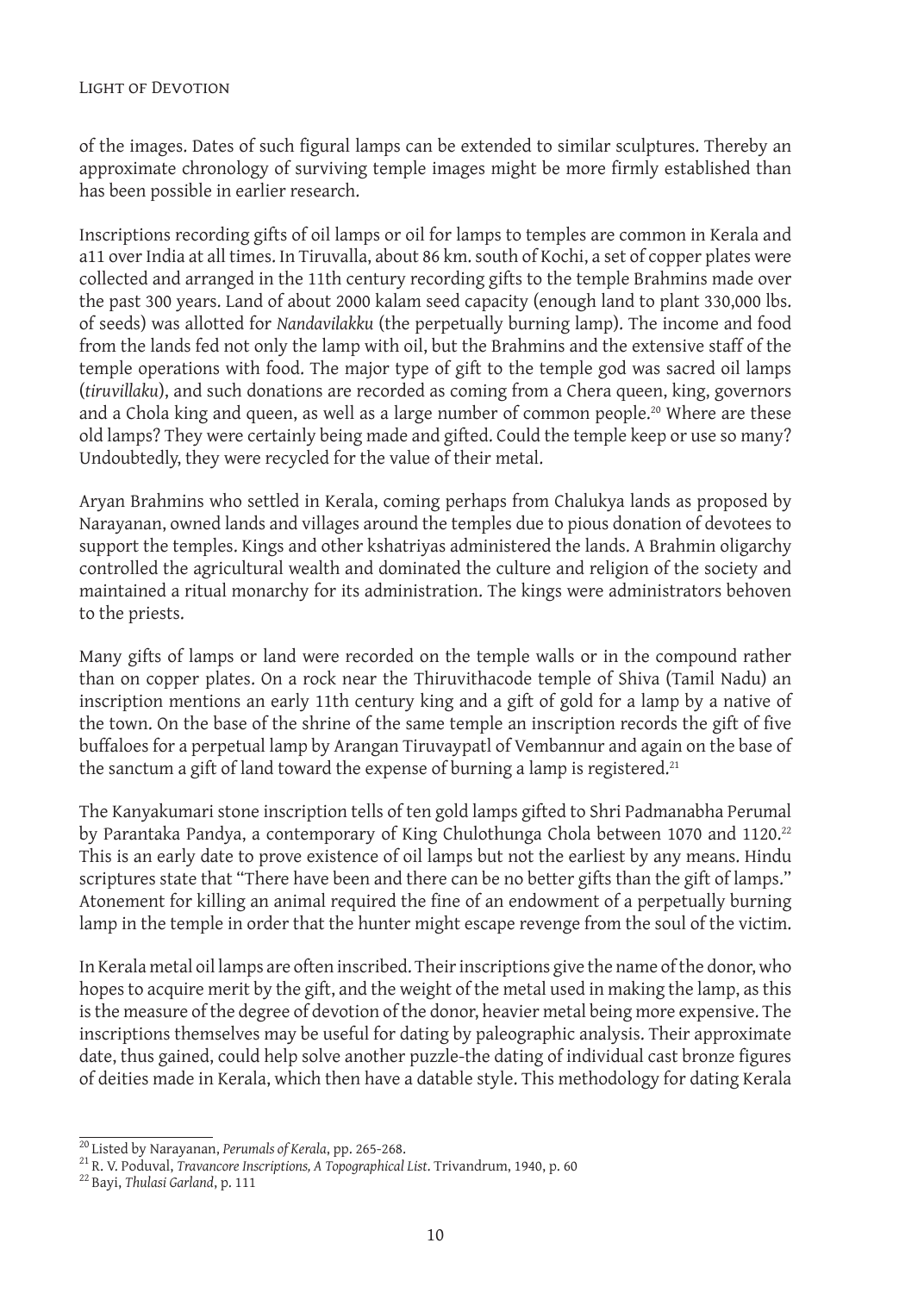of the images. Dates of such figural lamps can be extended to similar sculptures. Thereby an approximate chronology of surviving temple images might be more firmly established than has been possible in earlier research.

Inscriptions recording gifts of oil lamps or oil for lamps to temples are common in Kerala and a11 over India at all times. In Tiruvalla, about 86 km. south of Kochi, a set of copper plates were collected and arranged in the 11th century recording gifts to the temple Brahmins made over the past 300 years. Land of about 2000 kalam seed capacity (enough land to plant 330,000 lbs. of seeds) was allotted for *Nandavilakku* (the perpetually burning lamp). The income and food from the lands fed not only the lamp with oil, but the Brahmins and the extensive staff of the temple operations with food. The major type of gift to the temple god was sacred oil lamps (*tiruvillaku*), and such donations are recorded as coming from a Chera queen, king, governors and a Chola king and queen, as well as a large number of common people.[20] Where are these old lamps? They were certainly being made and gifted. Could the temple keep or use so many? Undoubtedly, they were recycled for the value of their metal.

Aryan Brahmins who settled in Kerala, coming perhaps from Chalukya lands as proposed by Narayanan, owned lands and villages around the temples due to pious donation of devotees to support the temples. Kings and other kshatriyas administered the lands. A Brahmin oligarchy controlled the agricultural wealth and dominated the culture and religion of the society and maintained a ritual monarchy for its administration. The kings were administrators behoven to the priests.

Many gifts of lamps or land were recorded on the temple walls or in the compound rather than on copper plates. On a rock near the Thiruvithacode temple of Shiva (Tamil Nadu) an inscription mentions an early 11th century king and a gift of gold for a lamp by a native of the town. On the base of the shrine of the same temple an inscription records the gift of five buffaloes for a perpetual lamp by Arangan Tiruvaypatl of Vembannur and again on the base of the sanctum a gift of land toward the expense of burning a lamp is registered.[21]

The Kanyakumari stone inscription tells of ten gold lamps gifted to Shri Padmanabha Perumal by Parantaka Pandya, a contemporary of King Chulothunga Chola between 1070 and 1120.[22] This is an early date to prove existence of oil lamps but not the earliest by any means. Hindu scriptures state that "There have been and there can be no better gifts than the gift of lamps." Atonement for killing an animal required the fine of an endowment of a perpetually burning lamp in the temple in order that the hunter might escape revenge from the soul of the victim.

In Kerala metal oil lamps are often inscribed. Their inscriptions give the name of the donor, who hopes to acquire merit by the gift, and the weight of the metal used in making the lamp, as this is the measure of the degree of devotion of the donor, heavier metal being more expensive. The inscriptions themselves may be useful for dating by paleographic analysis. Their approximate date, thus gained, could help solve another puzzle-the dating of individual cast bronze figures of deities made in Kerala, which then have a datable style. This methodology for dating Kerala

---

[20] Listed by Narayanan, *Perumals of Kerala*, pp. 265-268.

[21] R. V. Poduval, *Travancore Inscriptions, A Topographical List*. Trivandrum, 1940, p. 60

[22] Bayi, *Thulasi Garland*, p. 111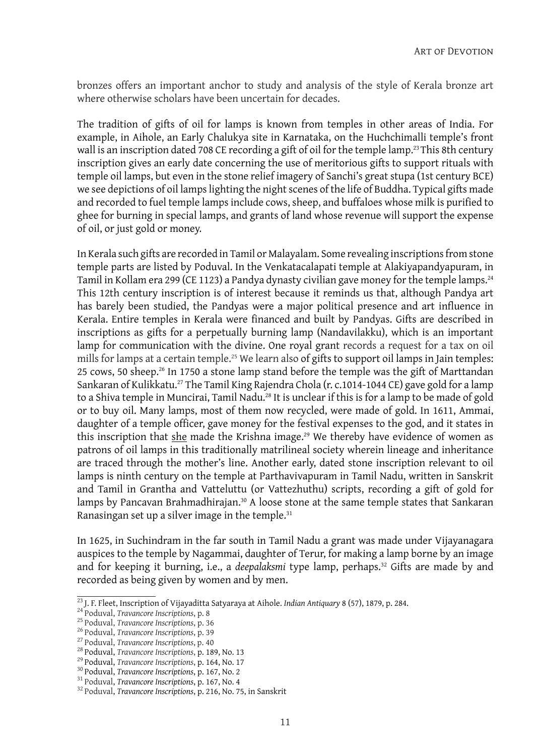bronzes offers an important anchor to study and analysis of the style of Kerala bronze art where otherwise scholars have been uncertain for decades.

The tradition of gifts of oil for lamps is known from temples in other areas of India. For example, in Aihole, an Early Chalukya site in Karnataka, on the Huchchimalli temple's front wall is an inscription dated 708 CE recording a gift of oil for the temple lamp.[23] This 8th century inscription gives an early date concerning the use of meritorious gifts to support rituals with temple oil lamps, but even in the stone relief imagery of Sanchi's great stupa (1st century BCE) we see depictions of oil lamps lighting the night scenes of the life of Buddha. Typical gifts made and recorded to fuel temple lamps include cows, sheep, and buffaloes whose milk is purified to ghee for burning in special lamps, and grants of land whose revenue will support the expense of oil, or just gold or money.

In Kerala such gifts are recorded in Tamil or Malayalam. Some revealing inscriptions from stone temple parts are listed by Poduval. In the Venkatacalapati temple at Alakiyapandyapuram, in Tamil in Kollam era 299 (CE 1123) a Pandya dynasty civilian gave money for the temple lamps.[24] This 12th century inscription is of interest because it reminds us that, although Pandya art has barely been studied, the Pandyas were a major political presence and art influence in Kerala. Entire temples in Kerala were financed and built by Pandyas. Gifts are described in inscriptions as gifts for a perpetually burning lamp (Nandavilakku), which is an important lamp for communication with the divine. One royal grant records a request for a tax on oil mills for lamps at a certain temple.[25] We learn also of gifts to support oil lamps in Jain temples: 25 cows, 50 sheep.[26] In 1750 a stone lamp stand before the temple was the gift of Marttandan Sankaran of Kulikkatu.[27] The Tamil King Rajendra Chola (r. c.1014-1044 CE) gave gold for a lamp to a Shiva temple in Muncirai, Tamil Nadu.[28] It is unclear if this is for a lamp to be made of gold or to buy oil. Many lamps, most of them now recycled, were made of gold. In 1611, Ammai, daughter of a temple officer, gave money for the festival expenses to the god, and it states in this inscription that <u>she</u> made the Krishna image.[29] We thereby have evidence of women as patrons of oil lamps in this traditionally matrilineal society wherein lineage and inheritance are traced through the mother's line. Another early, dated stone inscription relevant to oil lamps is ninth century on the temple at Parthavivapuram in Tamil Nadu, written in Sanskrit and Tamil in Grantha and Vatteluttu (or Vattezhuthu) scripts, recording a gift of gold for lamps by Pancavan Brahmadhirajan.[30] A loose stone at the same temple states that Sankaran Ranasingan set up a silver image in the temple.[31]

In 1625, in Suchindram in the far south in Tamil Nadu a grant was made under Vijayanagara auspices to the temple by Nagammai, daughter of Terur, for making a lamp borne by an image and for keeping it burning, i.e., a *deepalaksmi* type lamp, perhaps.[32] Gifts are made by and recorded as being given by women and by men.

---

[23] J. F. Fleet, Inscription of Vijayaditta Satyaraya at Aihole. *Indian Antiquary* 8 (57), 1879, p. 284.
[24] Poduval, *Travancore Inscriptions*, p. 8
[25] Poduval, *Travancore Inscriptions*, p. 36
[26] Poduval, *Travancore Inscriptions*, p. 39
[27] Poduval, *Travancore Inscriptions*, p. 40
[28] Poduval, *Travancore Inscriptions*, p. 189, No. 13
[29] Poduval, *Travancore Inscriptions*, p. 164, No. 17
[30] Poduval, *Travancore Inscriptions*, p. 167, No. 2
[31] Poduval, *Travancore Inscriptions*, p. 167, No. 4
[32] Poduval, *Travancore Inscriptions*, p. 216, No. 75, in Sanskrit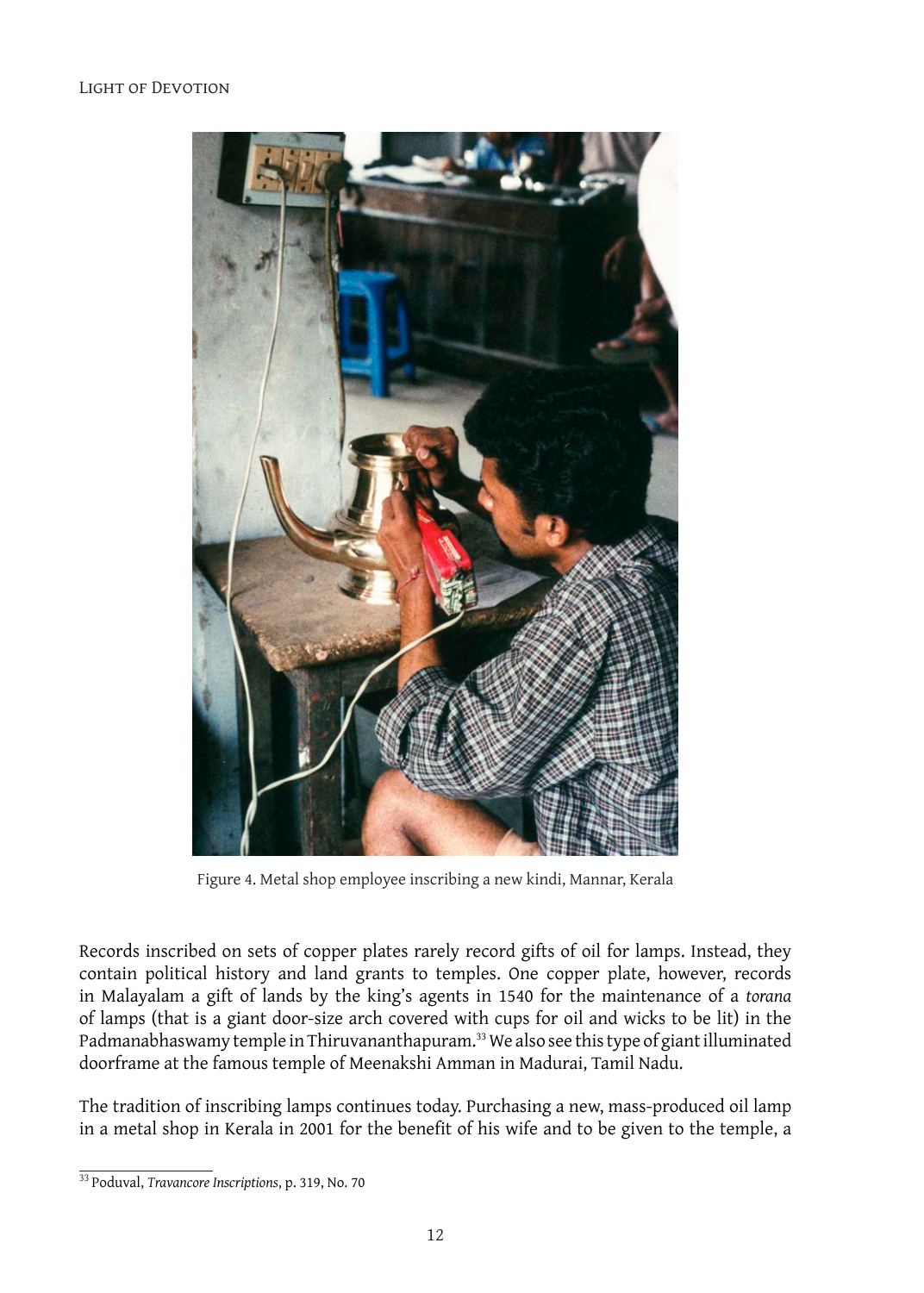Figure 4. Metal shop employee inscribing a new kindi, Mannar, Kerala

Records inscribed on sets of copper plates rarely record gifts of oil for lamps. Instead, they contain political history and land grants to temples. One copper plate, however, records in Malayalam a gift of lands by the king's agents in 1540 for the maintenance of a *torana* of lamps (that is a giant door-size arch covered with cups for oil and wicks to be lit) in the Padmanabhaswamy temple in Thiruvananthapuram.[33] We also see this type of giant illuminated doorframe at the famous temple of Meenakshi Amman in Madurai, Tamil Nadu.

The tradition of inscribing lamps continues today. Purchasing a new, mass-produced oil lamp in a metal shop in Kerala in 2001 for the benefit of his wife and to be given to the temple, a

[33] Poduval, *Travancore Inscriptions*, p. 319, No. 70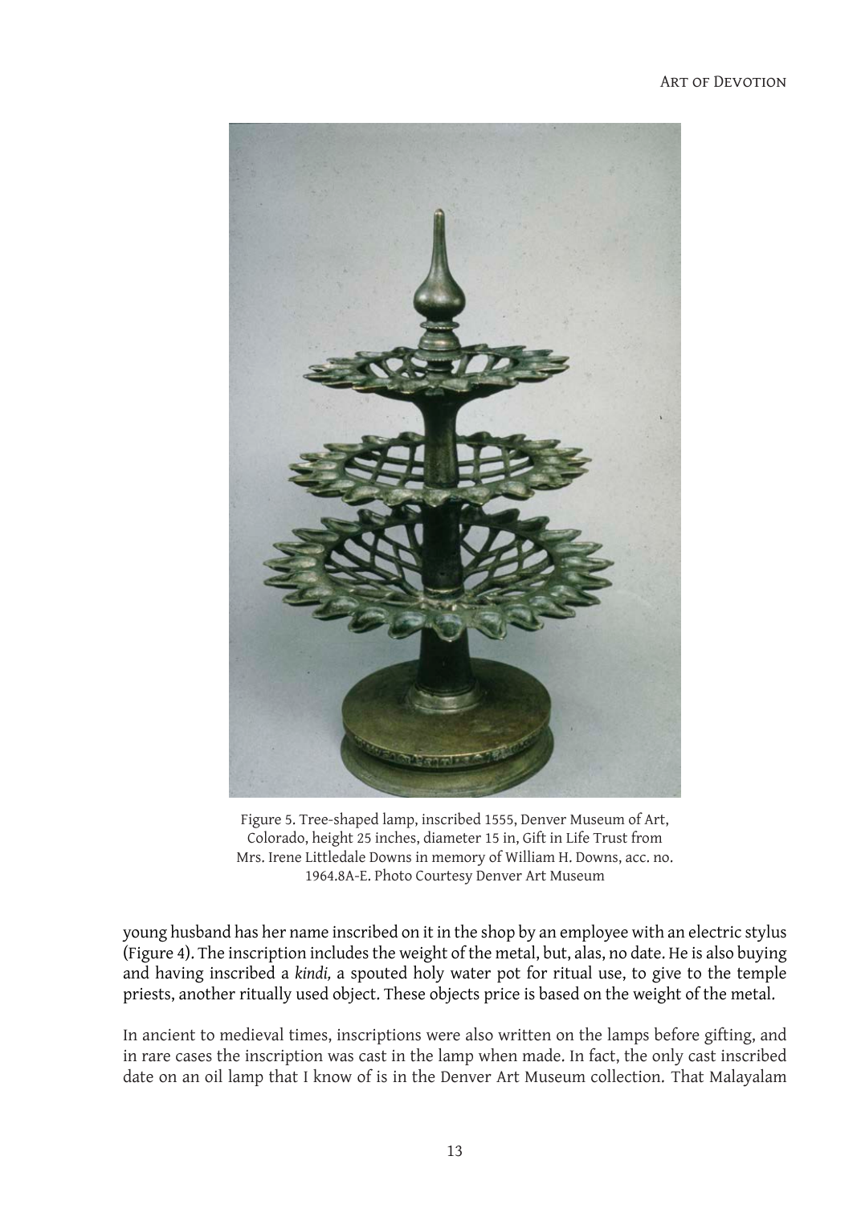Figure 5. Tree-shaped lamp, inscribed 1555, Denver Museum of Art, Colorado, height 25 inches, diameter 15 in, Gift in Life Trust from Mrs. Irene Littledale Downs in memory of William H. Downs, acc. no. 1964.8A-E. Photo Courtesy Denver Art Museum

young husband has her name inscribed on it in the shop by an employee with an electric stylus (Figure 4). The inscription includes the weight of the metal, but, alas, no date. He is also buying and having inscribed a *kindi,* a spouted holy water pot for ritual use, to give to the temple priests, another ritually used object. These objects price is based on the weight of the metal.

In ancient to medieval times, inscriptions were also written on the lamps before gifting, and in rare cases the inscription was cast in the lamp when made. In fact, the only cast inscribed date on an oil lamp that I know of is in the Denver Art Museum collection. That Malayalam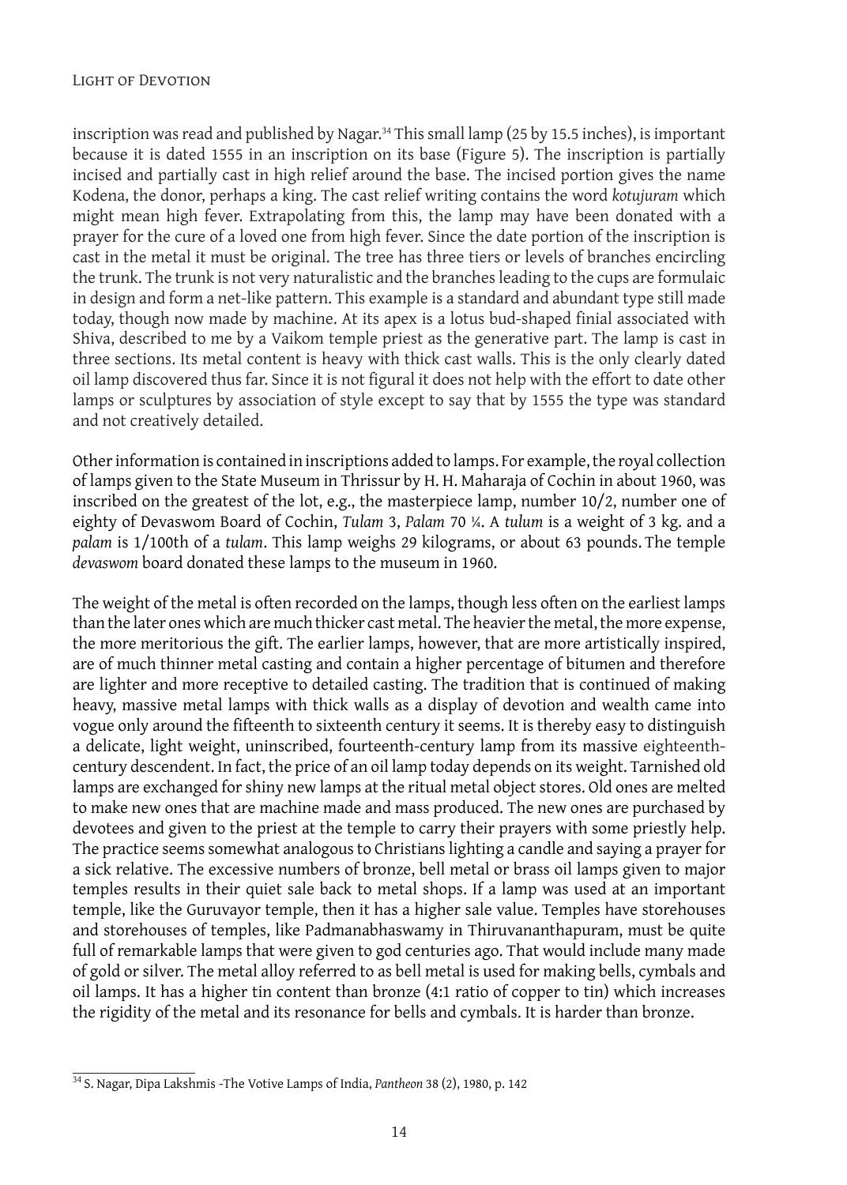inscription was read and published by Nagar.[34] This small lamp (25 by 15.5 inches), is important because it is dated 1555 in an inscription on its base (Figure 5). The inscription is partially incised and partially cast in high relief around the base. The incised portion gives the name Kodena, the donor, perhaps a king. The cast relief writing contains the word *kotujuram* which might mean high fever. Extrapolating from this, the lamp may have been donated with a prayer for the cure of a loved one from high fever. Since the date portion of the inscription is cast in the metal it must be original. The tree has three tiers or levels of branches encircling the trunk. The trunk is not very naturalistic and the branches leading to the cups are formulaic in design and form a net-like pattern. This example is a standard and abundant type still made today, though now made by machine. At its apex is a lotus bud-shaped finial associated with Shiva, described to me by a Vaikom temple priest as the generative part. The lamp is cast in three sections. Its metal content is heavy with thick cast walls. This is the only clearly dated oil lamp discovered thus far. Since it is not figural it does not help with the effort to date other lamps or sculptures by association of style except to say that by 1555 the type was standard and not creatively detailed.

Other information is contained in inscriptions added to lamps. For example, the royal collection of lamps given to the State Museum in Thrissur by H. H. Maharaja of Cochin in about 1960, was inscribed on the greatest of the lot, e.g., the masterpiece lamp, number 10/2, number one of eighty of Devaswom Board of Cochin, *Tulam* 3, *Palam* 70 ¼. A *tulum* is a weight of 3 kg. and a *palam* is 1/100th of a *tulam*. This lamp weighs 29 kilograms, or about 63 pounds. The temple *devaswom* board donated these lamps to the museum in 1960.

The weight of the metal is often recorded on the lamps, though less often on the earliest lamps than the later ones which are much thicker cast metal. The heavier the metal, the more expense, the more meritorious the gift. The earlier lamps, however, that are more artistically inspired, are of much thinner metal casting and contain a higher percentage of bitumen and therefore are lighter and more receptive to detailed casting. The tradition that is continued of making heavy, massive metal lamps with thick walls as a display of devotion and wealth came into vogue only around the fifteenth to sixteenth century it seems. It is thereby easy to distinguish a delicate, light weight, uninscribed, fourteenth-century lamp from its massive eighteenth-century descendent. In fact, the price of an oil lamp today depends on its weight. Tarnished old lamps are exchanged for shiny new lamps at the ritual metal object stores. Old ones are melted to make new ones that are machine made and mass produced. The new ones are purchased by devotees and given to the priest at the temple to carry their prayers with some priestly help. The practice seems somewhat analogous to Christians lighting a candle and saying a prayer for a sick relative. The excessive numbers of bronze, bell metal or brass oil lamps given to major temples results in their quiet sale back to metal shops. If a lamp was used at an important temple, like the Guruvayor temple, then it has a higher sale value. Temples have storehouses and storehouses of temples, like Padmanabhaswamy in Thiruvananthapuram, must be quite full of remarkable lamps that were given to god centuries ago. That would include many made of gold or silver. The metal alloy referred to as bell metal is used for making bells, cymbals and oil lamps. It has a higher tin content than bronze (4:1 ratio of copper to tin) which increases the rigidity of the metal and its resonance for bells and cymbals. It is harder than bronze.

---

[34] S. Nagar, Dipa Lakshmis -The Votive Lamps of India, *Pantheon* 38 (2), 1980, p. 142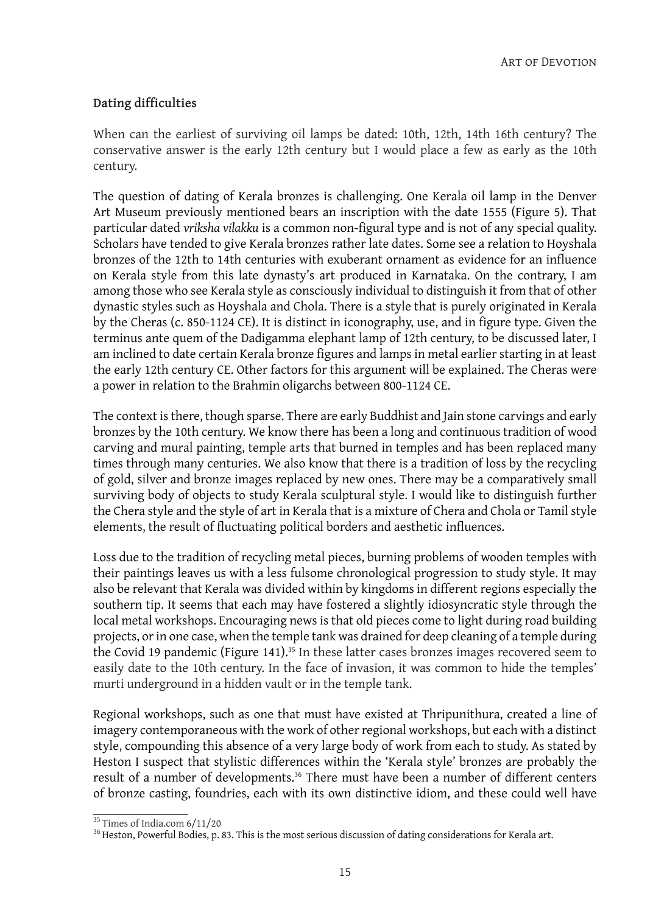## Dating difficulties

When can the earliest of surviving oil lamps be dated: 10th, 12th, 14th 16th century? The conservative answer is the early 12th century but I would place a few as early as the 10th century.

The question of dating of Kerala bronzes is challenging. One Kerala oil lamp in the Denver Art Museum previously mentioned bears an inscription with the date 1555 (Figure 5). That particular dated *vriksha vilakku* is a common non-figural type and is not of any special quality. Scholars have tended to give Kerala bronzes rather late dates. Some see a relation to Hoyshala bronzes of the 12th to 14th centuries with exuberant ornament as evidence for an influence on Kerala style from this late dynasty's art produced in Karnataka. On the contrary, I am among those who see Kerala style as consciously individual to distinguish it from that of other dynastic styles such as Hoyshala and Chola. There is a style that is purely originated in Kerala by the Cheras (c. 850-1124 CE). It is distinct in iconography, use, and in figure type. Given the terminus ante quem of the Dadigamma elephant lamp of 12th century, to be discussed later, I am inclined to date certain Kerala bronze figures and lamps in metal earlier starting in at least the early 12th century CE. Other factors for this argument will be explained. The Cheras were a power in relation to the Brahmin oligarchs between 800-1124 CE.

The context is there, though sparse. There are early Buddhist and Jain stone carvings and early bronzes by the 10th century. We know there has been a long and continuous tradition of wood carving and mural painting, temple arts that burned in temples and has been replaced many times through many centuries. We also know that there is a tradition of loss by the recycling of gold, silver and bronze images replaced by new ones. There may be a comparatively small surviving body of objects to study Kerala sculptural style. I would like to distinguish further the Chera style and the style of art in Kerala that is a mixture of Chera and Chola or Tamil style elements, the result of fluctuating political borders and aesthetic influences.

Loss due to the tradition of recycling metal pieces, burning problems of wooden temples with their paintings leaves us with a less fulsome chronological progression to study style. It may also be relevant that Kerala was divided within by kingdoms in different regions especially the southern tip. It seems that each may have fostered a slightly idiosyncratic style through the local metal workshops. Encouraging news is that old pieces come to light during road building projects, or in one case, when the temple tank was drained for deep cleaning of a temple during the Covid 19 pandemic (Figure 141).[35] In these latter cases bronzes images recovered seem to easily date to the 10th century. In the face of invasion, it was common to hide the temples' murti underground in a hidden vault or in the temple tank.

Regional workshops, such as one that must have existed at Thripunithura, created a line of imagery contemporaneous with the work of other regional workshops, but each with a distinct style, compounding this absence of a very large body of work from each to study. As stated by Heston I suspect that stylistic differences within the 'Kerala style' bronzes are probably the result of a number of developments.[36] There must have been a number of different centers of bronze casting, foundries, each with its own distinctive idiom, and these could well have

---

[35] Times of India.com 6/11/20

[36] Heston, Powerful Bodies, p. 83. This is the most serious discussion of dating considerations for Kerala art.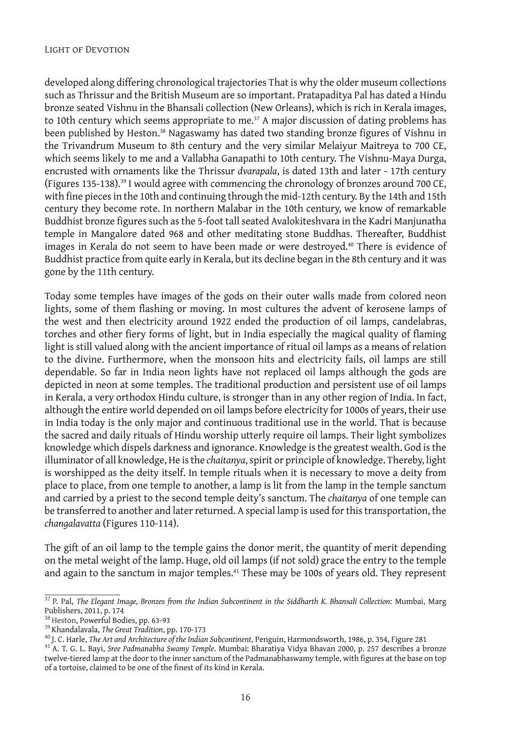developed along differing chronological trajectories That is why the older museum collections such as Thrissur and the British Museum are so important. Pratapaditya Pal has dated a Hindu bronze seated Vishnu in the Bhansali collection (New Orleans), which is rich in Kerala images, to 10th century which seems appropriate to me.[37] A major discussion of dating problems has been published by Heston.[38] Nagaswamy has dated two standing bronze figures of Vishnu in the Trivandrum Museum to 8th century and the very similar Melaiyur Maitreya to 700 CE, which seems likely to me and a Vallabha Ganapathi to 10th century. The Vishnu-Maya Durga, encrusted with ornaments like the Thrissur *dvarapala*, is dated 13th and later - 17th century (Figures 135-138).[39] I would agree with commencing the chronology of bronzes around 700 CE, with fine pieces in the 10th and continuing through the mid-12th century. By the 14th and 15th century they become rote. In northern Malabar in the 10th century, we know of remarkable Buddhist bronze figures such as the 5-foot tall seated Avalokiteshvara in the Kadri Manjunatha temple in Mangalore dated 968 and other meditating stone Buddhas. Thereafter, Buddhist images in Kerala do not seem to have been made or were destroyed.[40] There is evidence of Buddhist practice from quite early in Kerala, but its decline began in the 8th century and it was gone by the 11th century.

Today some temples have images of the gods on their outer walls made from colored neon lights, some of them flashing or moving. In most cultures the advent of kerosene lamps of the west and then electricity around 1922 ended the production of oil lamps, candelabras, torches and other fiery forms of light, but in India especially the magical quality of flaming light is still valued along with the ancient importance of ritual oil lamps as a means of relation to the divine. Furthermore, when the monsoon hits and electricity fails, oil lamps are still dependable. So far in India neon lights have not replaced oil lamps although the gods are depicted in neon at some temples. The traditional production and persistent use of oil lamps in Kerala, a very orthodox Hindu culture, is stronger than in any other region of India. In fact, although the entire world depended on oil lamps before electricity for 1000s of years, their use in India today is the only major and continuous traditional use in the world. That is because the sacred and daily rituals of Hindu worship utterly require oil lamps. Their light symbolizes knowledge which dispels darkness and ignorance. Knowledge is the greatest wealth. God is the illuminator of all knowledge, He is the *chaitanya*, spirit or principle of knowledge. Thereby, light is worshipped as the deity itself. In temple rituals when it is necessary to move a deity from place to place, from one temple to another, a lamp is lit from the lamp in the temple sanctum and carried by a priest to the second temple deity's sanctum. The *chaitanya* of one temple can be transferred to another and later returned. A special lamp is used for this transportation, the *changalavatta* (Figures 110-114).

The gift of an oil lamp to the temple gains the donor merit, the quantity of merit depending on the metal weight of the lamp. Huge, old oil lamps (if not sold) grace the entry to the temple and again to the sanctum in major temples.[41] These may be 100s of years old. They represent

---

[37] P. Pal, *The Elegant Image, Bronzes from the Indian Subcontinent in the Siddharth K. Bhansali Collection*: Mumbai, Marg Publishers, 2011, p. 174

[38] Heston, Powerful Bodies, pp. 63-93

[39] Khandalavala, *The Great Tradition*, pp. 170-173

[40] J. C. Harle, *The Art and Architecture of the Indian Subcontinent*, Penguin, Harmondsworth, 1986, p. 354, Figure 281

[41] A. T. G. L. Bayi, *Sree Padmanabha Swamy Temple*. Mumbai: Bharatiya Vidya Bhavan 2000, p. 257 describes a bronze twelve-tiered lamp at the door to the inner sanctum of the Padmanabhaswamy temple, with figures at the base on top of a tortoise, claimed to be one of the finest of its kind in Kerala.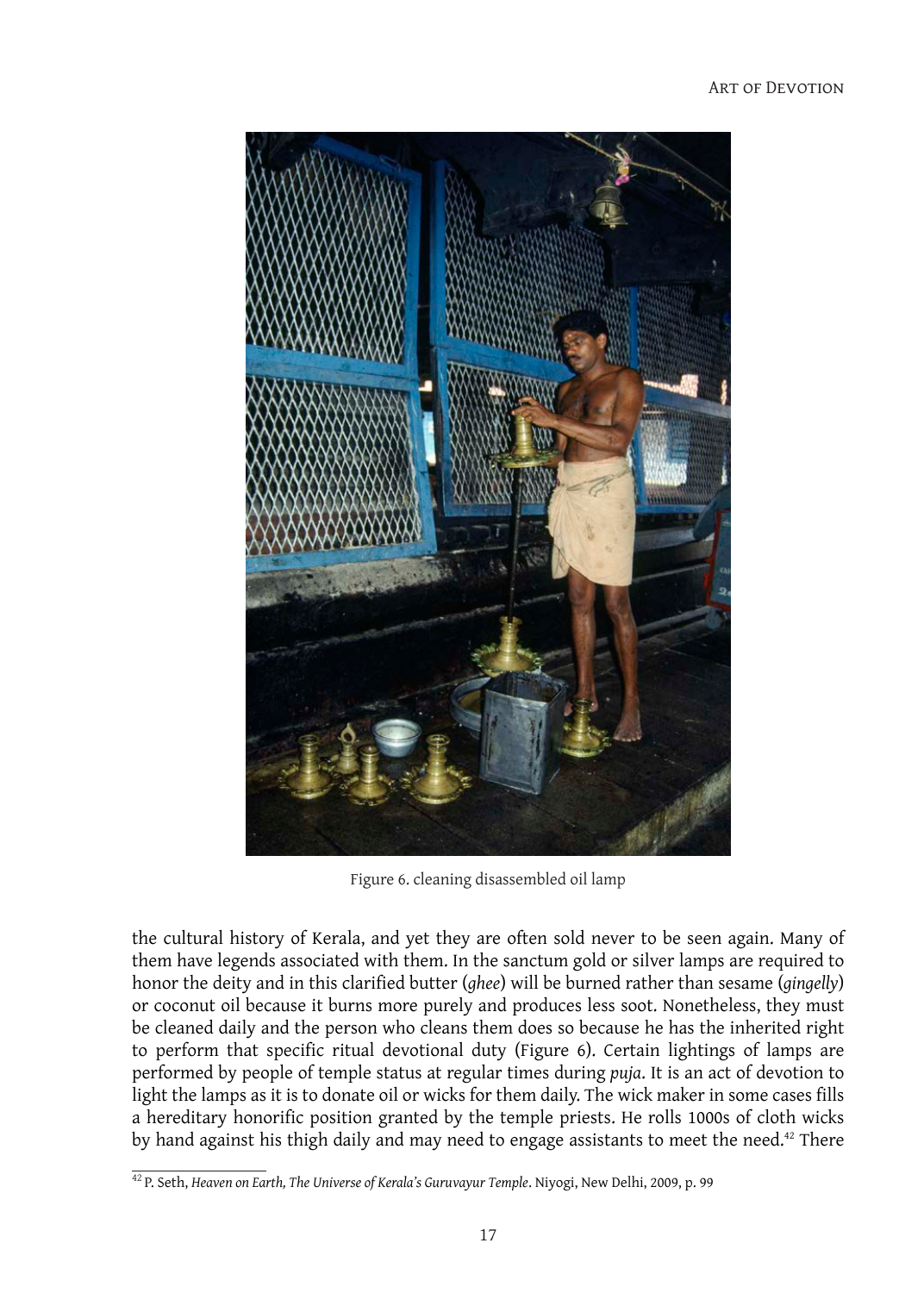Figure 6. cleaning disassembled oil lamp

the cultural history of Kerala, and yet they are often sold never to be seen again. Many of them have legends associated with them. In the sanctum gold or silver lamps are required to honor the deity and in this clarified butter (*ghee*) will be burned rather than sesame (*gingelly*) or coconut oil because it burns more purely and produces less soot. Nonetheless, they must be cleaned daily and the person who cleans them does so because he has the inherited right to perform that specific ritual devotional duty (Figure 6). Certain lightings of lamps are performed by people of temple status at regular times during *puja*. It is an act of devotion to light the lamps as it is to donate oil or wicks for them daily. The wick maker in some cases fills a hereditary honorific position granted by the temple priests. He rolls 1000s of cloth wicks by hand against his thigh daily and may need to engage assistants to meet the need.[42] There

[42] P. Seth, *Heaven on Earth, The Universe of Kerala's Guruvayur Temple*. Niyogi, New Delhi, 2009, p. 99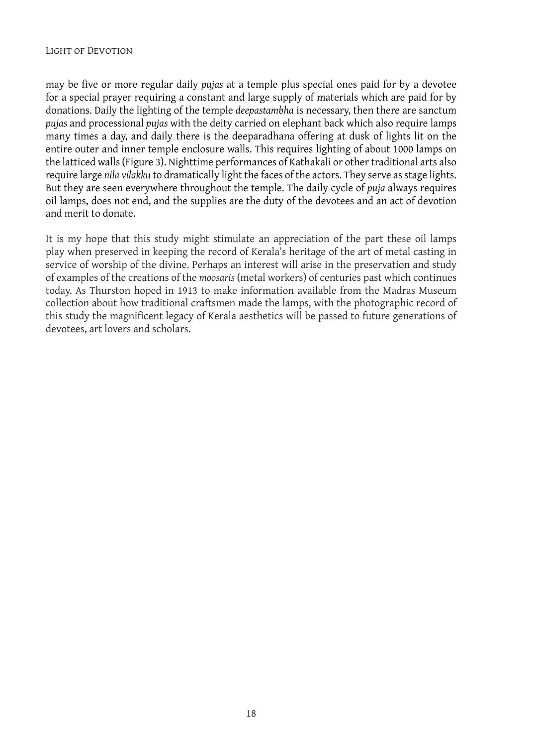may be five or more regular daily *pujas* at a temple plus special ones paid for by a devotee for a special prayer requiring a constant and large supply of materials which are paid for by donations. Daily the lighting of the temple *deepastambha* is necessary, then there are sanctum *pujas* and processional *pujas* with the deity carried on elephant back which also require lamps many times a day, and daily there is the deeparadhana offering at dusk of lights lit on the entire outer and inner temple enclosure walls. This requires lighting of about 1000 lamps on the latticed walls (Figure 3). Nighttime performances of Kathakali or other traditional arts also require large *nila vilakku* to dramatically light the faces of the actors. They serve as stage lights. But they are seen everywhere throughout the temple. The daily cycle of *puja* always requires oil lamps, does not end, and the supplies are the duty of the devotees and an act of devotion and merit to donate.

It is my hope that this study might stimulate an appreciation of the part these oil lamps play when preserved in keeping the record of Kerala's heritage of the art of metal casting in service of worship of the divine. Perhaps an interest will arise in the preservation and study of examples of the creations of the *moosaris* (metal workers) of centuries past which continues today. As Thurston hoped in 1913 to make information available from the Madras Museum collection about how traditional craftsmen made the lamps, with the photographic record of this study the magnificent legacy of Kerala aesthetics will be passed to future generations of devotees, art lovers and scholars.